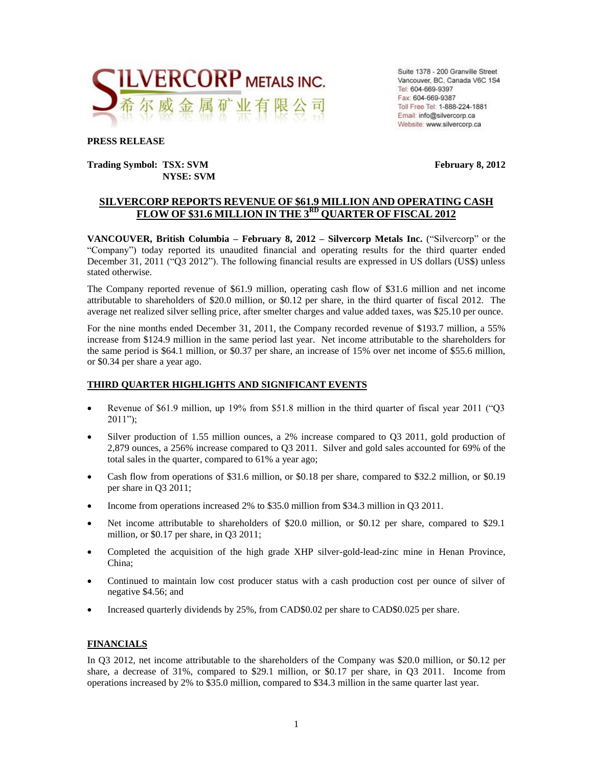SILVERCORP METALS INC.

希尔威金属矿业有限公司

Suite 1378 - 200 Granville Street
Vancouver, BC, Canada V6C 1S4
Tel: 604-669-9397
Fax: 604-669-9387
Toll Free Tel: 1-888-224-1881
Email: info@silvercorp.ca
Website: www.silvercorp.ca

**PRESS RELEASE**

**Trading Symbol: TSX: SVM**
**NYSE: SVM**

**February 8, 2012**

## SILVERCORP REPORTS REVENUE OF $61.9 MILLION AND OPERATING CASH FLOW OF $31.6 MILLION IN THE 3RD QUARTER OF FISCAL 2012

**VANCOUVER, British Columbia – February 8, 2012 – Silvercorp Metals Inc.** ("Silvercorp" or the "Company") today reported its unaudited financial and operating results for the third quarter ended December 31, 2011 ("Q3 2012"). The following financial results are expressed in US dollars (US$) unless stated otherwise.

The Company reported revenue of $61.9 million, operating cash flow of $31.6 million and net income attributable to shareholders of $20.0 million, or $0.12 per share, in the third quarter of fiscal 2012. The average net realized silver selling price, after smelter charges and value added taxes, was $25.10 per ounce.

For the nine months ended December 31, 2011, the Company recorded revenue of $193.7 million, a 55% increase from $124.9 million in the same period last year. Net income attributable to the shareholders for the same period is $64.1 million, or $0.37 per share, an increase of 15% over net income of $55.6 million, or $0.34 per share a year ago.

## THIRD QUARTER HIGHLIGHTS AND SIGNIFICANT EVENTS

- Revenue of $61.9 million, up 19% from $51.8 million in the third quarter of fiscal year 2011 ("Q3 2011");
- Silver production of 1.55 million ounces, a 2% increase compared to Q3 2011, gold production of 2,879 ounces, a 256% increase compared to Q3 2011. Silver and gold sales accounted for 69% of the total sales in the quarter, compared to 61% a year ago;
- Cash flow from operations of $31.6 million, or $0.18 per share, compared to $32.2 million, or $0.19 per share in Q3 2011;
- Income from operations increased 2% to $35.0 million from $34.3 million in Q3 2011.
- Net income attributable to shareholders of $20.0 million, or $0.12 per share, compared to $29.1 million, or $0.17 per share, in Q3 2011;
- Completed the acquisition of the high grade XHP silver-gold-lead-zinc mine in Henan Province, China;
- Continued to maintain low cost producer status with a cash production cost per ounce of silver of negative $4.56; and
- Increased quarterly dividends by 25%, from CAD$0.02 per share to CAD$0.025 per share.

## FINANCIALS

In Q3 2012, net income attributable to the shareholders of the Company was $20.0 million, or $0.12 per share, a decrease of 31%, compared to $29.1 million, or $0.17 per share, in Q3 2011. Income from operations increased by 2% to $35.0 million, compared to $34.3 million in the same quarter last year.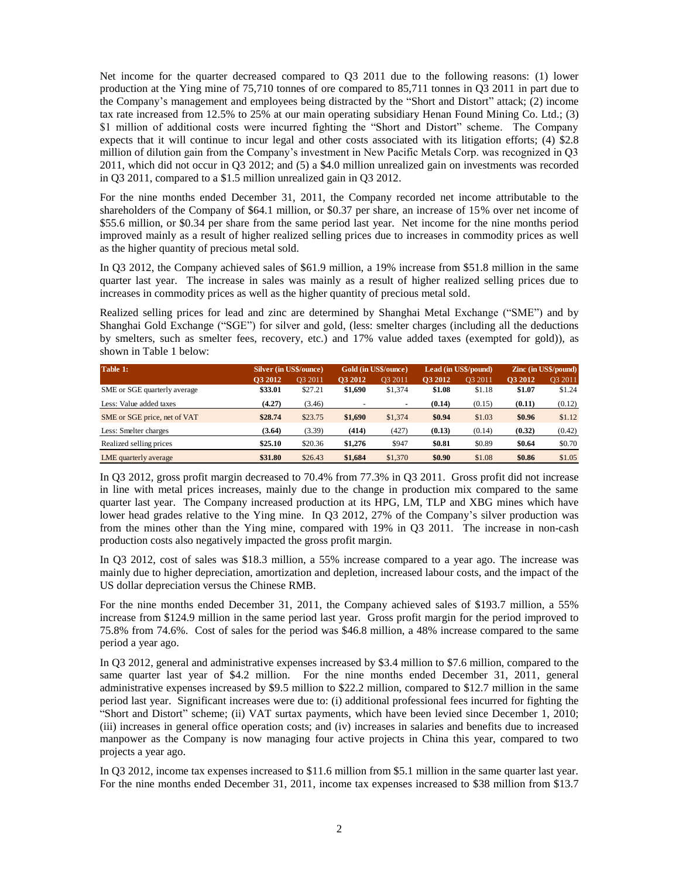Net income for the quarter decreased compared to Q3 2011 due to the following reasons: (1) lower production at the Ying mine of 75,710 tonnes of ore compared to 85,711 tonnes in Q3 2011 in part due to the Company's management and employees being distracted by the "Short and Distort" attack; (2) income tax rate increased from 12.5% to 25% at our main operating subsidiary Henan Found Mining Co. Ltd.; (3) $1 million of additional costs were incurred fighting the "Short and Distort" scheme. The Company expects that it will continue to incur legal and other costs associated with its litigation efforts; (4) $2.8 million of dilution gain from the Company's investment in New Pacific Metals Corp. was recognized in Q3 2011, which did not occur in Q3 2012; and (5) a $4.0 million unrealized gain on investments was recorded in Q3 2011, compared to a $1.5 million unrealized gain in Q3 2012.

For the nine months ended December 31, 2011, the Company recorded net income attributable to the shareholders of the Company of $64.1 million, or $0.37 per share, an increase of 15% over net income of $55.6 million, or $0.34 per share from the same period last year. Net income for the nine months period improved mainly as a result of higher realized selling prices due to increases in commodity prices as well as the higher quantity of precious metal sold.

In Q3 2012, the Company achieved sales of $61.9 million, a 19% increase from $51.8 million in the same quarter last year. The increase in sales was mainly as a result of higher realized selling prices due to increases in commodity prices as well as the higher quantity of precious metal sold.

Realized selling prices for lead and zinc are determined by Shanghai Metal Exchange ("SME") and by Shanghai Gold Exchange ("SGE") for silver and gold, (less: smelter charges (including all the deductions by smelters, such as smelter fees, recovery, etc.) and 17% value added taxes (exempted for gold)), as shown in Table 1 below:

| Table 1: | Silver (in US$/ounce) | | Gold (in US$/ounce) | | Lead (in US$/pound) | | Zinc (in US$/pound) | |
|---|---|---|---|---|---|---|---|---|
| | **Q3 2012** | Q3 2011 | **Q3 2012** | Q3 2011 | **Q3 2012** | Q3 2011 | **Q3 2012** | Q3 2011 |
| SME or SGE quarterly average | **$33.01** | $27.21 | **$1,690** | $1,374 | **$1.08** | $1.18 | **$1.07** | $1.24 |
| Less: Value added taxes | **(4.27)** | (3.46) | - | - | **(0.14)** | (0.15) | **(0.11)** | (0.12) |
| SME or SGE price, net of VAT | **$28.74** | $23.75 | **$1,690** | $1,374 | **$0.94** | $1.03 | **$0.96** | $1.12 |
| Less: Smelter charges | **(3.64)** | (3.39) | **(414)** | (427) | **(0.13)** | (0.14) | **(0.32)** | (0.42) |
| Realized selling prices | **$25.10** | $20.36 | **$1,276** | $947 | **$0.81** | $0.89 | **$0.64** | $0.70 |
| LME quarterly average | **$31.80** | $26.43 | **$1,684** | $1,370 | **$0.90** | $1.08 | **$0.86** | $1.05 |

In Q3 2012, gross profit margin decreased to 70.4% from 77.3% in Q3 2011. Gross profit did not increase in line with metal prices increases, mainly due to the change in production mix compared to the same quarter last year. The Company increased production at its HPG, LM, TLP and XBG mines which have lower head grades relative to the Ying mine. In Q3 2012, 27% of the Company's silver production was from the mines other than the Ying mine, compared with 19% in Q3 2011. The increase in non-cash production costs also negatively impacted the gross profit margin.

In Q3 2012, cost of sales was $18.3 million, a 55% increase compared to a year ago. The increase was mainly due to higher depreciation, amortization and depletion, increased labour costs, and the impact of the US dollar depreciation versus the Chinese RMB.

For the nine months ended December 31, 2011, the Company achieved sales of $193.7 million, a 55% increase from $124.9 million in the same period last year. Gross profit margin for the period improved to 75.8% from 74.6%. Cost of sales for the period was $46.8 million, a 48% increase compared to the same period a year ago.

In Q3 2012, general and administrative expenses increased by $3.4 million to $7.6 million, compared to the same quarter last year of $4.2 million. For the nine months ended December 31, 2011, general administrative expenses increased by $9.5 million to $22.2 million, compared to $12.7 million in the same period last year. Significant increases were due to: (i) additional professional fees incurred for fighting the "Short and Distort" scheme; (ii) VAT surtax payments, which have been levied since December 1, 2010; (iii) increases in general office operation costs; and (iv) increases in salaries and benefits due to increased manpower as the Company is now managing four active projects in China this year, compared to two projects a year ago.

In Q3 2012, income tax expenses increased to $11.6 million from $5.1 million in the same quarter last year. For the nine months ended December 31, 2011, income tax expenses increased to $38 million from $13.7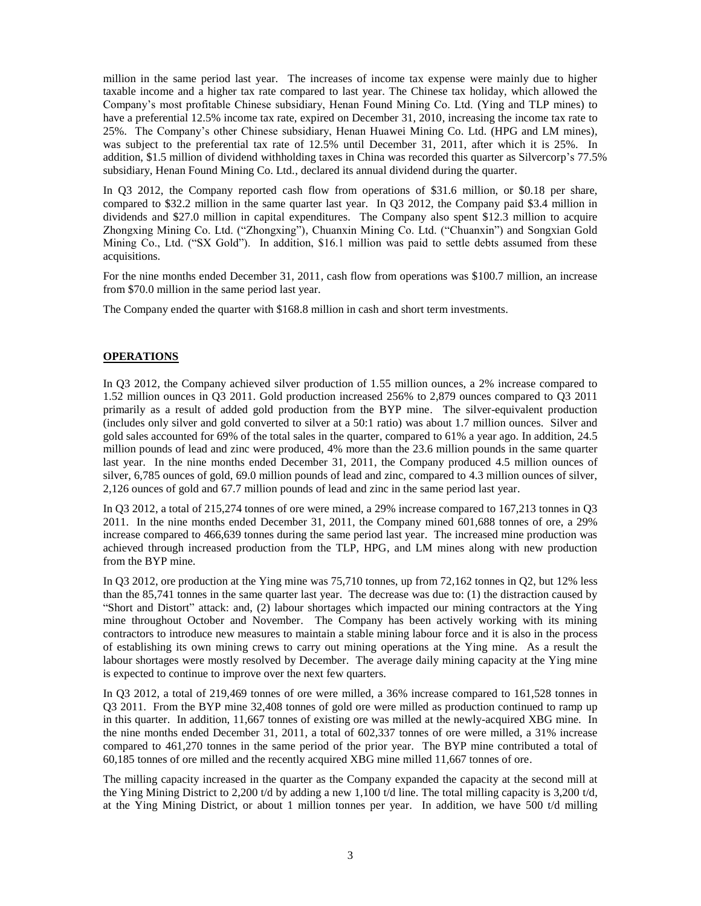million in the same period last year. The increases of income tax expense were mainly due to higher taxable income and a higher tax rate compared to last year. The Chinese tax holiday, which allowed the Company's most profitable Chinese subsidiary, Henan Found Mining Co. Ltd. (Ying and TLP mines) to have a preferential 12.5% income tax rate, expired on December 31, 2010, increasing the income tax rate to 25%. The Company's other Chinese subsidiary, Henan Huawei Mining Co. Ltd. (HPG and LM mines), was subject to the preferential tax rate of 12.5% until December 31, 2011, after which it is 25%. In addition, $1.5 million of dividend withholding taxes in China was recorded this quarter as Silvercorp's 77.5% subsidiary, Henan Found Mining Co. Ltd., declared its annual dividend during the quarter.

In Q3 2012, the Company reported cash flow from operations of $31.6 million, or $0.18 per share, compared to $32.2 million in the same quarter last year. In Q3 2012, the Company paid $3.4 million in dividends and $27.0 million in capital expenditures. The Company also spent $12.3 million to acquire Zhongxing Mining Co. Ltd. ("Zhongxing"), Chuanxin Mining Co. Ltd. ("Chuanxin") and Songxian Gold Mining Co., Ltd. ("SX Gold"). In addition, $16.1 million was paid to settle debts assumed from these acquisitions.

For the nine months ended December 31, 2011, cash flow from operations was $100.7 million, an increase from $70.0 million in the same period last year.

The Company ended the quarter with $168.8 million in cash and short term investments.

## OPERATIONS

In Q3 2012, the Company achieved silver production of 1.55 million ounces, a 2% increase compared to 1.52 million ounces in Q3 2011. Gold production increased 256% to 2,879 ounces compared to Q3 2011 primarily as a result of added gold production from the BYP mine. The silver-equivalent production (includes only silver and gold converted to silver at a 50:1 ratio) was about 1.7 million ounces. Silver and gold sales accounted for 69% of the total sales in the quarter, compared to 61% a year ago. In addition, 24.5 million pounds of lead and zinc were produced, 4% more than the 23.6 million pounds in the same quarter last year. In the nine months ended December 31, 2011, the Company produced 4.5 million ounces of silver, 6,785 ounces of gold, 69.0 million pounds of lead and zinc, compared to 4.3 million ounces of silver, 2,126 ounces of gold and 67.7 million pounds of lead and zinc in the same period last year.

In Q3 2012, a total of 215,274 tonnes of ore were mined, a 29% increase compared to 167,213 tonnes in Q3 2011. In the nine months ended December 31, 2011, the Company mined 601,688 tonnes of ore, a 29% increase compared to 466,639 tonnes during the same period last year. The increased mine production was achieved through increased production from the TLP, HPG, and LM mines along with new production from the BYP mine.

In Q3 2012, ore production at the Ying mine was 75,710 tonnes, up from 72,162 tonnes in Q2, but 12% less than the 85,741 tonnes in the same quarter last year. The decrease was due to: (1) the distraction caused by "Short and Distort" attack: and, (2) labour shortages which impacted our mining contractors at the Ying mine throughout October and November. The Company has been actively working with its mining contractors to introduce new measures to maintain a stable mining labour force and it is also in the process of establishing its own mining crews to carry out mining operations at the Ying mine. As a result the labour shortages were mostly resolved by December. The average daily mining capacity at the Ying mine is expected to continue to improve over the next few quarters.

In Q3 2012, a total of 219,469 tonnes of ore were milled, a 36% increase compared to 161,528 tonnes in Q3 2011. From the BYP mine 32,408 tonnes of gold ore were milled as production continued to ramp up in this quarter. In addition, 11,667 tonnes of existing ore was milled at the newly-acquired XBG mine. In the nine months ended December 31, 2011, a total of 602,337 tonnes of ore were milled, a 31% increase compared to 461,270 tonnes in the same period of the prior year. The BYP mine contributed a total of 60,185 tonnes of ore milled and the recently acquired XBG mine milled 11,667 tonnes of ore.

The milling capacity increased in the quarter as the Company expanded the capacity at the second mill at the Ying Mining District to 2,200 t/d by adding a new 1,100 t/d line. The total milling capacity is 3,200 t/d, at the Ying Mining District, or about 1 million tonnes per year. In addition, we have 500 t/d milling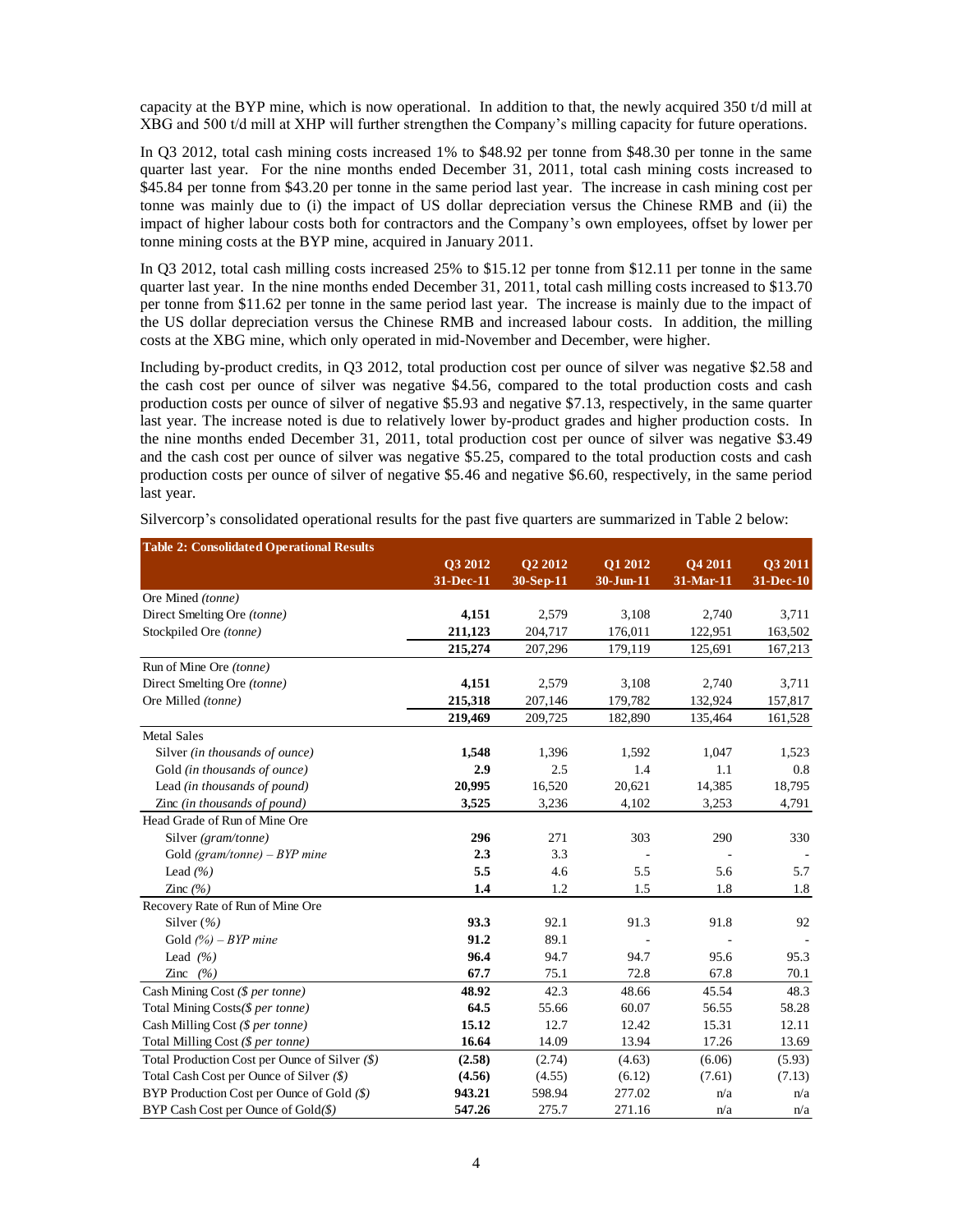capacity at the BYP mine, which is now operational. In addition to that, the newly acquired 350 t/d mill at XBG and 500 t/d mill at XHP will further strengthen the Company's milling capacity for future operations.

In Q3 2012, total cash mining costs increased 1% to $48.92 per tonne from $48.30 per tonne in the same quarter last year. For the nine months ended December 31, 2011, total cash mining costs increased to $45.84 per tonne from $43.20 per tonne in the same period last year. The increase in cash mining cost per tonne was mainly due to (i) the impact of US dollar depreciation versus the Chinese RMB and (ii) the impact of higher labour costs both for contractors and the Company's own employees, offset by lower per tonne mining costs at the BYP mine, acquired in January 2011.

In Q3 2012, total cash milling costs increased 25% to $15.12 per tonne from $12.11 per tonne in the same quarter last year. In the nine months ended December 31, 2011, total cash milling costs increased to $13.70 per tonne from $11.62 per tonne in the same period last year. The increase is mainly due to the impact of the US dollar depreciation versus the Chinese RMB and increased labour costs. In addition, the milling costs at the XBG mine, which only operated in mid-November and December, were higher.

Including by-product credits, in Q3 2012, total production cost per ounce of silver was negative $2.58 and the cash cost per ounce of silver was negative $4.56, compared to the total production costs and cash production costs per ounce of silver of negative $5.93 and negative $7.13, respectively, in the same quarter last year. The increase noted is due to relatively lower by-product grades and higher production costs. In the nine months ended December 31, 2011, total production cost per ounce of silver was negative $3.49 and the cash cost per ounce of silver was negative $5.25, compared to the total production costs and cash production costs per ounce of silver of negative $5.46 and negative $6.60, respectively, in the same period last year.

Silvercorp's consolidated operational results for the past five quarters are summarized in Table 2 below:

| **Table 2: Consolidated Operational Results** | **Q3 2012**<br>**31-Dec-11** | **Q2 2012**<br>**30-Sep-11** | **Q1 2012**<br>**30-Jun-11** | **Q4 2011**<br>**31-Mar-11** | **Q3 2011**<br>**31-Dec-10** |
|---|---|---|---|---|---|
| Ore Mined *(tonne)* | | | | | |
| Direct Smelting Ore *(tonne)* | **4,151** | 2,579 | 3,108 | 2,740 | 3,711 |
| Stockpiled Ore *(tonne)* | **211,123** | 204,717 | 176,011 | 122,951 | 163,502 |
| | **215,274** | 207,296 | 179,119 | 125,691 | 167,213 |
| Run of Mine Ore *(tonne)* | | | | | |
| Direct Smelting Ore *(tonne)* | **4,151** | 2,579 | 3,108 | 2,740 | 3,711 |
| Ore Milled *(tonne)* | **215,318** | 207,146 | 179,782 | 132,924 | 157,817 |
| | **219,469** | 209,725 | 182,890 | 135,464 | 161,528 |
| Metal Sales | | | | | |
| Silver *(in thousands of ounce)* | **1,548** | 1,396 | 1,592 | 1,047 | 1,523 |
| Gold *(in thousands of ounce)* | **2.9** | 2.5 | 1.4 | 1.1 | 0.8 |
| Lead *(in thousands of pound)* | **20,995** | 16,520 | 20,621 | 14,385 | 18,795 |
| Zinc *(in thousands of pound)* | **3,525** | 3,236 | 4,102 | 3,253 | 4,791 |
| Head Grade of Run of Mine Ore | | | | | |
| Silver *(gram/tonne)* | **296** | 271 | 303 | 290 | 330 |
| Gold *(gram/tonne) – BYP mine* | **2.3** | 3.3 | - | - | - |
| Lead *(%)* | **5.5** | 4.6 | 5.5 | 5.6 | 5.7 |
| Zinc *(%)* | **1.4** | 1.2 | 1.5 | 1.8 | 1.8 |
| Recovery Rate of Run of Mine Ore | | | | | |
| Silver *(%)* | **93.3** | 92.1 | 91.3 | 91.8 | 92 |
| Gold *(%) – BYP mine* | **91.2** | 89.1 | - | - | - |
| Lead *(%)* | **96.4** | 94.7 | 94.7 | 95.6 | 95.3 |
| Zinc *(%)* | **67.7** | 75.1 | 72.8 | 67.8 | 70.1 |
| Cash Mining Cost *($ per tonne)* | **48.92** | 42.3 | 48.66 | 45.54 | 48.3 |
| Total Mining Costs*($ per tonne)* | **64.5** | 55.66 | 60.07 | 56.55 | 58.28 |
| Cash Milling Cost *($ per tonne)* | **15.12** | 12.7 | 12.42 | 15.31 | 12.11 |
| Total Milling Cost *($ per tonne)* | **16.64** | 14.09 | 13.94 | 17.26 | 13.69 |
| Total Production Cost per Ounce of Silver *($)* | **(2.58)** | (2.74) | (4.63) | (6.06) | (5.93) |
| Total Cash Cost per Ounce of Silver *($)* | **(4.56)** | (4.55) | (6.12) | (7.61) | (7.13) |
| BYP Production Cost per Ounce of Gold *($)* | **943.21** | 598.94 | 277.02 | n/a | n/a |
| BYP Cash Cost per Ounce of Gold*($)* | **547.26** | 275.7 | 271.16 | n/a | n/a |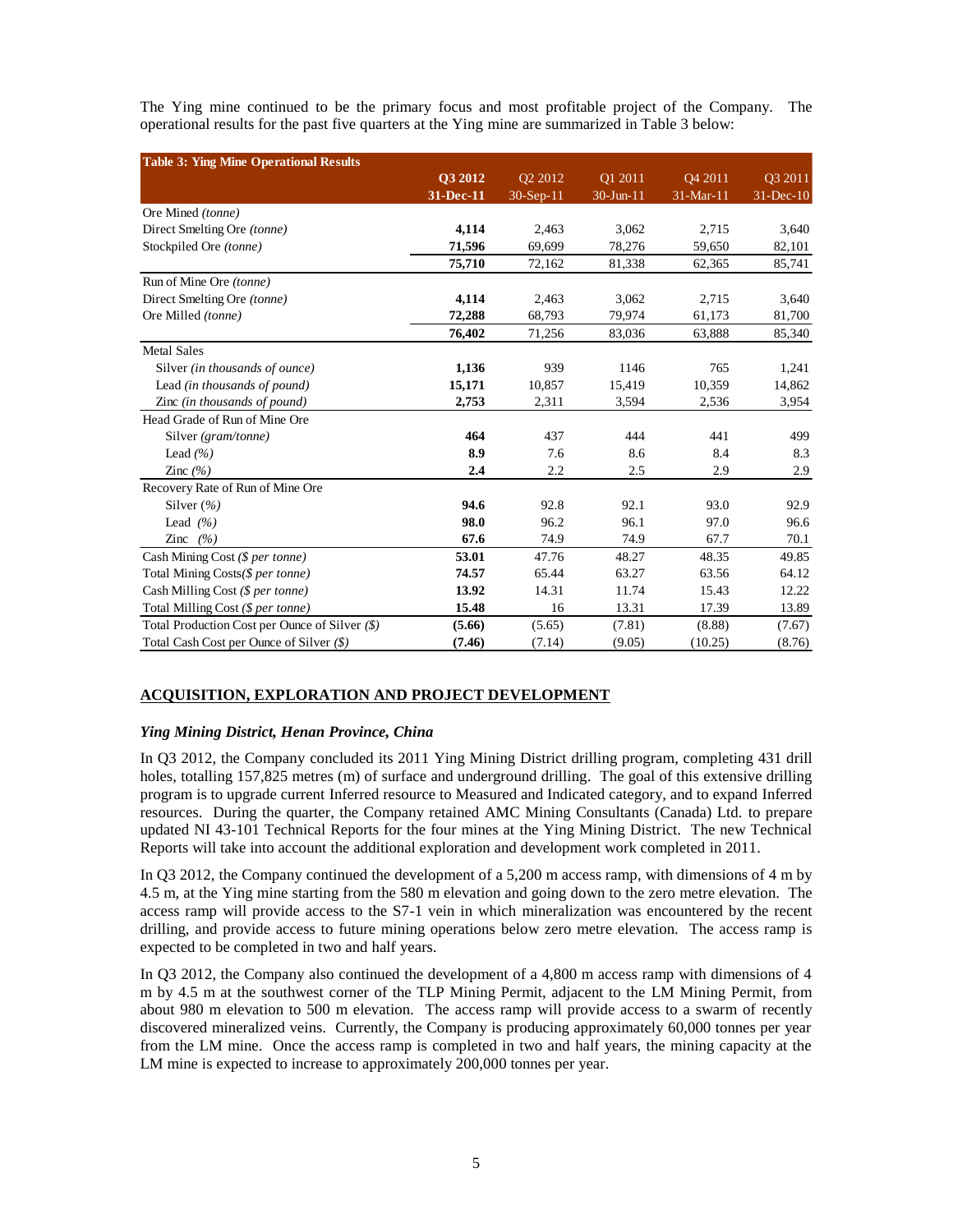The Ying mine continued to be the primary focus and most profitable project of the Company. The operational results for the past five quarters at the Ying mine are summarized in Table 3 below:

| Table 3: Ying Mine Operational Results | **Q3 2012** | Q2 2012 | Q1 2011 | Q4 2011 | Q3 2011 |
|---|---|---|---|---|---|
| | **31-Dec-11** | 30-Sep-11 | 30-Jun-11 | 31-Mar-11 | 31-Dec-10 |
| Ore Mined *(tonne)* | | | | | |
| Direct Smelting Ore *(tonne)* | **4,114** | 2,463 | 3,062 | 2,715 | 3,640 |
| Stockpiled Ore *(tonne)* | **71,596** | 69,699 | 78,276 | 59,650 | 82,101 |
| | **75,710** | 72,162 | 81,338 | 62,365 | 85,741 |
| Run of Mine Ore *(tonne)* | | | | | |
| Direct Smelting Ore *(tonne)* | **4,114** | 2,463 | 3,062 | 2,715 | 3,640 |
| Ore Milled *(tonne)* | **72,288** | 68,793 | 79,974 | 61,173 | 81,700 |
| | **76,402** | 71,256 | 83,036 | 63,888 | 85,340 |
| Metal Sales | | | | | |
| Silver *(in thousands of ounce)* | **1,136** | 939 | 1146 | 765 | 1,241 |
| Lead *(in thousands of pound)* | **15,171** | 10,857 | 15,419 | 10,359 | 14,862 |
| Zinc *(in thousands of pound)* | **2,753** | 2,311 | 3,594 | 2,536 | 3,954 |
| Head Grade of Run of Mine Ore | | | | | |
| Silver *(gram/tonne)* | **464** | 437 | 444 | 441 | 499 |
| Lead *(%)* | **8.9** | 7.6 | 8.6 | 8.4 | 8.3 |
| Zinc *(%)* | **2.4** | 2.2 | 2.5 | 2.9 | 2.9 |
| Recovery Rate of Run of Mine Ore | | | | | |
| Silver *(%)* | **94.6** | 92.8 | 92.1 | 93.0 | 92.9 |
| Lead *(%)* | **98.0** | 96.2 | 96.1 | 97.0 | 96.6 |
| Zinc *(%)* | **67.6** | 74.9 | 74.9 | 67.7 | 70.1 |
| Cash Mining Cost *($ per tonne)* | **53.01** | 47.76 | 48.27 | 48.35 | 49.85 |
| Total Mining Costs*($ per tonne)* | **74.57** | 65.44 | 63.27 | 63.56 | 64.12 |
| Cash Milling Cost *($ per tonne)* | **13.92** | 14.31 | 11.74 | 15.43 | 12.22 |
| Total Milling Cost *($ per tonne)* | **15.48** | 16 | 13.31 | 17.39 | 13.89 |
| Total Production Cost per Ounce of Silver *($)* | **(5.66)** | (5.65) | (7.81) | (8.88) | (7.67) |
| Total Cash Cost per Ounce of Silver *($)* | **(7.46)** | (7.14) | (9.05) | (10.25) | (8.76) |

## ACQUISITION, EXPLORATION AND PROJECT DEVELOPMENT

### *Ying Mining District, Henan Province, China*

In Q3 2012, the Company concluded its 2011 Ying Mining District drilling program, completing 431 drill holes, totalling 157,825 metres (m) of surface and underground drilling. The goal of this extensive drilling program is to upgrade current Inferred resource to Measured and Indicated category, and to expand Inferred resources. During the quarter, the Company retained AMC Mining Consultants (Canada) Ltd. to prepare updated NI 43-101 Technical Reports for the four mines at the Ying Mining District. The new Technical Reports will take into account the additional exploration and development work completed in 2011.

In Q3 2012, the Company continued the development of a 5,200 m access ramp, with dimensions of 4 m by 4.5 m, at the Ying mine starting from the 580 m elevation and going down to the zero metre elevation. The access ramp will provide access to the S7-1 vein in which mineralization was encountered by the recent drilling, and provide access to future mining operations below zero metre elevation. The access ramp is expected to be completed in two and half years.

In Q3 2012, the Company also continued the development of a 4,800 m access ramp with dimensions of 4 m by 4.5 m at the southwest corner of the TLP Mining Permit, adjacent to the LM Mining Permit, from about 980 m elevation to 500 m elevation. The access ramp will provide access to a swarm of recently discovered mineralized veins. Currently, the Company is producing approximately 60,000 tonnes per year from the LM mine. Once the access ramp is completed in two and half years, the mining capacity at the LM mine is expected to increase to approximately 200,000 tonnes per year.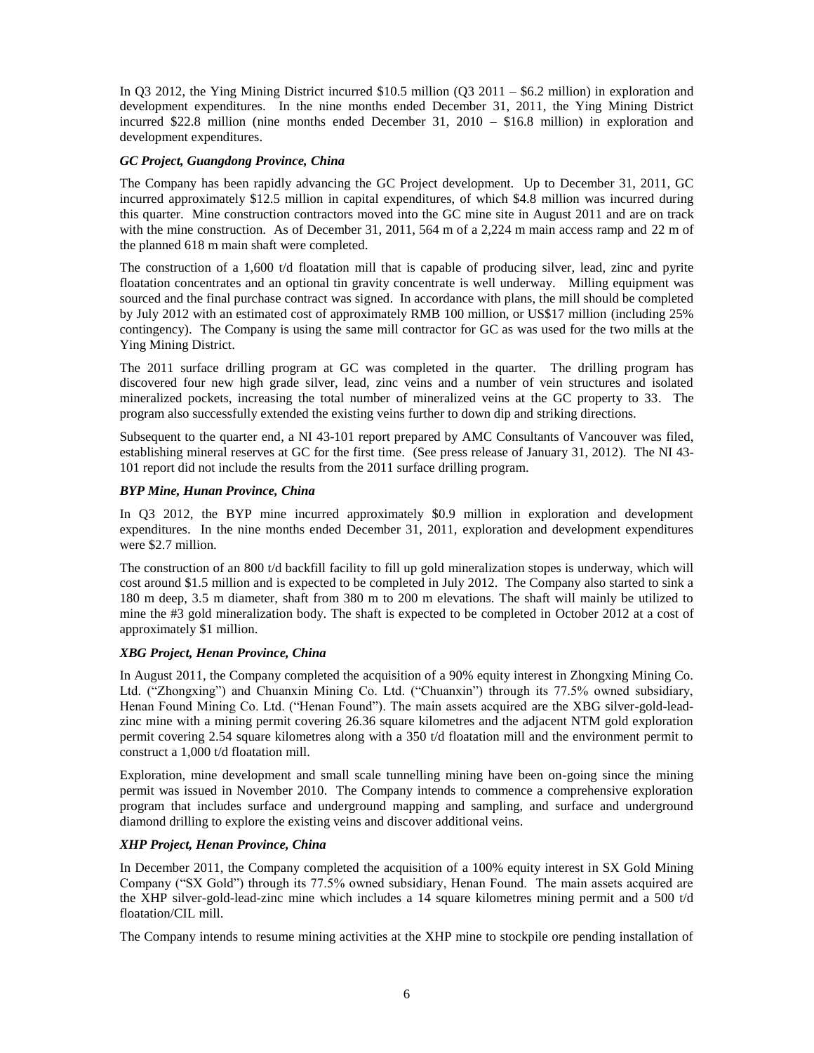In Q3 2012, the Ying Mining District incurred $10.5 million (Q3 2011 – $6.2 million) in exploration and development expenditures. In the nine months ended December 31, 2011, the Ying Mining District incurred $22.8 million (nine months ended December 31, 2010 – $16.8 million) in exploration and development expenditures.

### *GC Project, Guangdong Province, China*

The Company has been rapidly advancing the GC Project development. Up to December 31, 2011, GC incurred approximately $12.5 million in capital expenditures, of which $4.8 million was incurred during this quarter. Mine construction contractors moved into the GC mine site in August 2011 and are on track with the mine construction. As of December 31, 2011, 564 m of a 2,224 m main access ramp and 22 m of the planned 618 m main shaft were completed.

The construction of a 1,600 t/d floatation mill that is capable of producing silver, lead, zinc and pyrite floatation concentrates and an optional tin gravity concentrate is well underway. Milling equipment was sourced and the final purchase contract was signed. In accordance with plans, the mill should be completed by July 2012 with an estimated cost of approximately RMB 100 million, or US$17 million (including 25% contingency). The Company is using the same mill contractor for GC as was used for the two mills at the Ying Mining District.

The 2011 surface drilling program at GC was completed in the quarter. The drilling program has discovered four new high grade silver, lead, zinc veins and a number of vein structures and isolated mineralized pockets, increasing the total number of mineralized veins at the GC property to 33. The program also successfully extended the existing veins further to down dip and striking directions.

Subsequent to the quarter end, a NI 43-101 report prepared by AMC Consultants of Vancouver was filed, establishing mineral reserves at GC for the first time. (See press release of January 31, 2012). The NI 43-101 report did not include the results from the 2011 surface drilling program.

### *BYP Mine, Hunan Province, China*

In Q3 2012, the BYP mine incurred approximately $0.9 million in exploration and development expenditures. In the nine months ended December 31, 2011, exploration and development expenditures were $2.7 million.

The construction of an 800 t/d backfill facility to fill up gold mineralization stopes is underway, which will cost around $1.5 million and is expected to be completed in July 2012. The Company also started to sink a 180 m deep, 3.5 m diameter, shaft from 380 m to 200 m elevations. The shaft will mainly be utilized to mine the #3 gold mineralization body. The shaft is expected to be completed in October 2012 at a cost of approximately $1 million.

### *XBG Project, Henan Province, China*

In August 2011, the Company completed the acquisition of a 90% equity interest in Zhongxing Mining Co. Ltd. ("Zhongxing") and Chuanxin Mining Co. Ltd. ("Chuanxin") through its 77.5% owned subsidiary, Henan Found Mining Co. Ltd. ("Henan Found"). The main assets acquired are the XBG silver-gold-lead-zinc mine with a mining permit covering 26.36 square kilometres and the adjacent NTM gold exploration permit covering 2.54 square kilometres along with a 350 t/d floatation mill and the environment permit to construct a 1,000 t/d floatation mill.

Exploration, mine development and small scale tunnelling mining have been on-going since the mining permit was issued in November 2010. The Company intends to commence a comprehensive exploration program that includes surface and underground mapping and sampling, and surface and underground diamond drilling to explore the existing veins and discover additional veins.

### *XHP Project, Henan Province, China*

In December 2011, the Company completed the acquisition of a 100% equity interest in SX Gold Mining Company ("SX Gold") through its 77.5% owned subsidiary, Henan Found. The main assets acquired are the XHP silver-gold-lead-zinc mine which includes a 14 square kilometres mining permit and a 500 t/d floatation/CIL mill.

The Company intends to resume mining activities at the XHP mine to stockpile ore pending installation of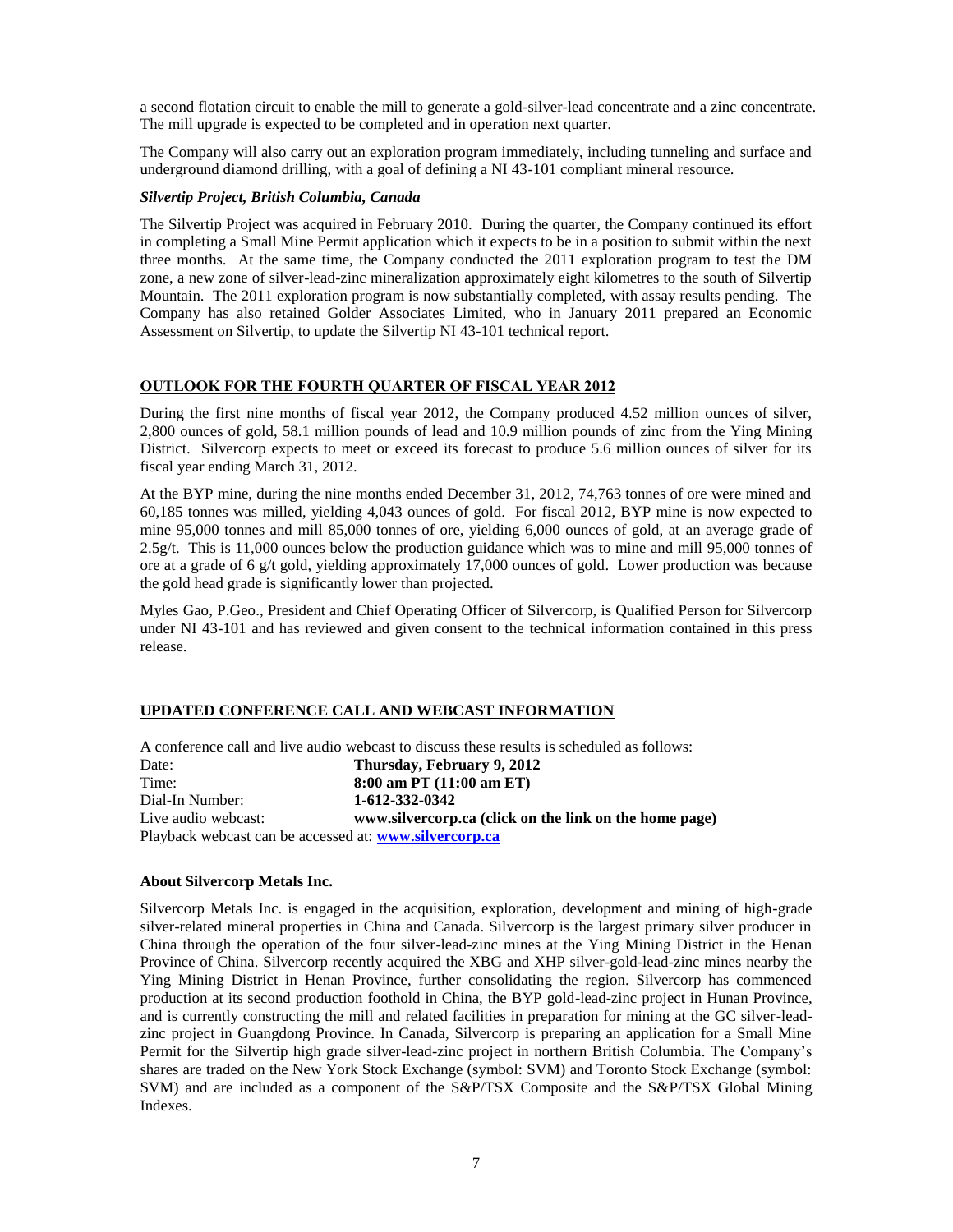a second flotation circuit to enable the mill to generate a gold-silver-lead concentrate and a zinc concentrate. The mill upgrade is expected to be completed and in operation next quarter.

The Company will also carry out an exploration program immediately, including tunneling and surface and underground diamond drilling, with a goal of defining a NI 43-101 compliant mineral resource.

### *Silvertip Project, British Columbia, Canada*

The Silvertip Project was acquired in February 2010. During the quarter, the Company continued its effort in completing a Small Mine Permit application which it expects to be in a position to submit within the next three months. At the same time, the Company conducted the 2011 exploration program to test the DM zone, a new zone of silver-lead-zinc mineralization approximately eight kilometres to the south of Silvertip Mountain. The 2011 exploration program is now substantially completed, with assay results pending. The Company has also retained Golder Associates Limited, who in January 2011 prepared an Economic Assessment on Silvertip, to update the Silvertip NI 43-101 technical report.

## OUTLOOK FOR THE FOURTH QUARTER OF FISCAL YEAR 2012

During the first nine months of fiscal year 2012, the Company produced 4.52 million ounces of silver, 2,800 ounces of gold, 58.1 million pounds of lead and 10.9 million pounds of zinc from the Ying Mining District. Silvercorp expects to meet or exceed its forecast to produce 5.6 million ounces of silver for its fiscal year ending March 31, 2012.

At the BYP mine, during the nine months ended December 31, 2012, 74,763 tonnes of ore were mined and 60,185 tonnes was milled, yielding 4,043 ounces of gold. For fiscal 2012, BYP mine is now expected to mine 95,000 tonnes and mill 85,000 tonnes of ore, yielding 6,000 ounces of gold, at an average grade of 2.5g/t. This is 11,000 ounces below the production guidance which was to mine and mill 95,000 tonnes of ore at a grade of 6 g/t gold, yielding approximately 17,000 ounces of gold. Lower production was because the gold head grade is significantly lower than projected.

Myles Gao, P.Geo., President and Chief Operating Officer of Silvercorp, is Qualified Person for Silvercorp under NI 43-101 and has reviewed and given consent to the technical information contained in this press release.

## UPDATED CONFERENCE CALL AND WEBCAST INFORMATION

A conference call and live audio webcast to discuss these results is scheduled as follows:

| | |
|---|---|
| Date: | **Thursday, February 9, 2012** |
| Time: | **8:00 am PT (11:00 am ET)** |
| Dial-In Number: | **1-612-332-0342** |
| Live audio webcast: | **www.silvercorp.ca (click on the link on the home page)** |

Playback webcast can be accessed at: **www.silvercorp.ca**

**About Silvercorp Metals Inc.**

Silvercorp Metals Inc. is engaged in the acquisition, exploration, development and mining of high-grade silver-related mineral properties in China and Canada. Silvercorp is the largest primary silver producer in China through the operation of the four silver-lead-zinc mines at the Ying Mining District in the Henan Province of China. Silvercorp recently acquired the XBG and XHP silver-gold-lead-zinc mines nearby the Ying Mining District in Henan Province, further consolidating the region. Silvercorp has commenced production at its second production foothold in China, the BYP gold-lead-zinc project in Hunan Province, and is currently constructing the mill and related facilities in preparation for mining at the GC silver-lead-zinc project in Guangdong Province. In Canada, Silvercorp is preparing an application for a Small Mine Permit for the Silvertip high grade silver-lead-zinc project in northern British Columbia. The Company's shares are traded on the New York Stock Exchange (symbol: SVM) and Toronto Stock Exchange (symbol: SVM) and are included as a component of the S&P/TSX Composite and the S&P/TSX Global Mining Indexes.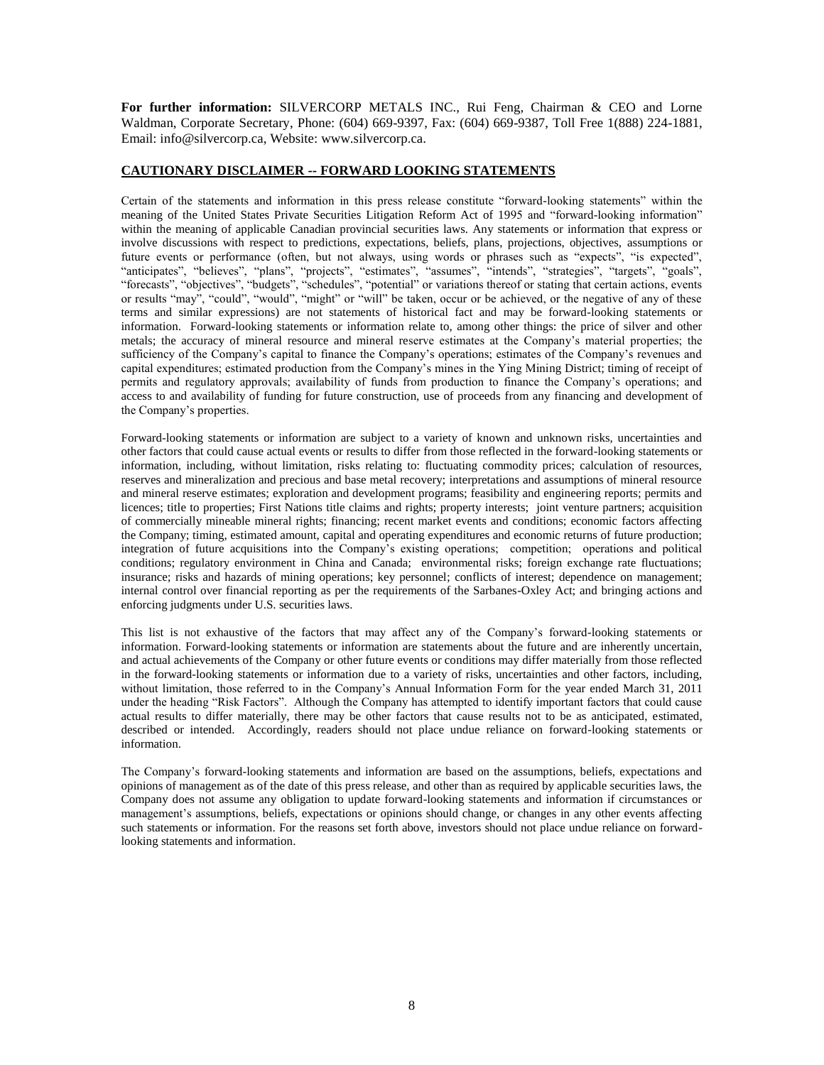**For further information:** SILVERCORP METALS INC., Rui Feng, Chairman & CEO and Lorne Waldman, Corporate Secretary, Phone: (604) 669-9397, Fax: (604) 669-9387, Toll Free 1(888) 224-1881, Email: info@silvercorp.ca, Website: www.silvercorp.ca.

## CAUTIONARY DISCLAIMER -- FORWARD LOOKING STATEMENTS

Certain of the statements and information in this press release constitute "forward-looking statements" within the meaning of the United States Private Securities Litigation Reform Act of 1995 and "forward-looking information" within the meaning of applicable Canadian provincial securities laws. Any statements or information that express or involve discussions with respect to predictions, expectations, beliefs, plans, projections, objectives, assumptions or future events or performance (often, but not always, using words or phrases such as "expects", "is expected", "anticipates", "believes", "plans", "projects", "estimates", "assumes", "intends", "strategies", "targets", "goals", "forecasts", "objectives", "budgets", "schedules", "potential" or variations thereof or stating that certain actions, events or results "may", "could", "would", "might" or "will" be taken, occur or be achieved, or the negative of any of these terms and similar expressions) are not statements of historical fact and may be forward-looking statements or information. Forward-looking statements or information relate to, among other things: the price of silver and other metals; the accuracy of mineral resource and mineral reserve estimates at the Company's material properties; the sufficiency of the Company's capital to finance the Company's operations; estimates of the Company's revenues and capital expenditures; estimated production from the Company's mines in the Ying Mining District; timing of receipt of permits and regulatory approvals; availability of funds from production to finance the Company's operations; and access to and availability of funding for future construction, use of proceeds from any financing and development of the Company's properties.

Forward-looking statements or information are subject to a variety of known and unknown risks, uncertainties and other factors that could cause actual events or results to differ from those reflected in the forward-looking statements or information, including, without limitation, risks relating to: fluctuating commodity prices; calculation of resources, reserves and mineralization and precious and base metal recovery; interpretations and assumptions of mineral resource and mineral reserve estimates; exploration and development programs; feasibility and engineering reports; permits and licences; title to properties; First Nations title claims and rights; property interests; joint venture partners; acquisition of commercially mineable mineral rights; financing; recent market events and conditions; economic factors affecting the Company; timing, estimated amount, capital and operating expenditures and economic returns of future production; integration of future acquisitions into the Company's existing operations; competition; operations and political conditions; regulatory environment in China and Canada; environmental risks; foreign exchange rate fluctuations; insurance; risks and hazards of mining operations; key personnel; conflicts of interest; dependence on management; internal control over financial reporting as per the requirements of the Sarbanes-Oxley Act; and bringing actions and enforcing judgments under U.S. securities laws.

This list is not exhaustive of the factors that may affect any of the Company's forward-looking statements or information. Forward-looking statements or information are statements about the future and are inherently uncertain, and actual achievements of the Company or other future events or conditions may differ materially from those reflected in the forward-looking statements or information due to a variety of risks, uncertainties and other factors, including, without limitation, those referred to in the Company's Annual Information Form for the year ended March 31, 2011 under the heading "Risk Factors". Although the Company has attempted to identify important factors that could cause actual results to differ materially, there may be other factors that cause results not to be as anticipated, estimated, described or intended. Accordingly, readers should not place undue reliance on forward-looking statements or information.

The Company's forward-looking statements and information are based on the assumptions, beliefs, expectations and opinions of management as of the date of this press release, and other than as required by applicable securities laws, the Company does not assume any obligation to update forward-looking statements and information if circumstances or management's assumptions, beliefs, expectations or opinions should change, or changes in any other events affecting such statements or information. For the reasons set forth above, investors should not place undue reliance on forward-looking statements and information.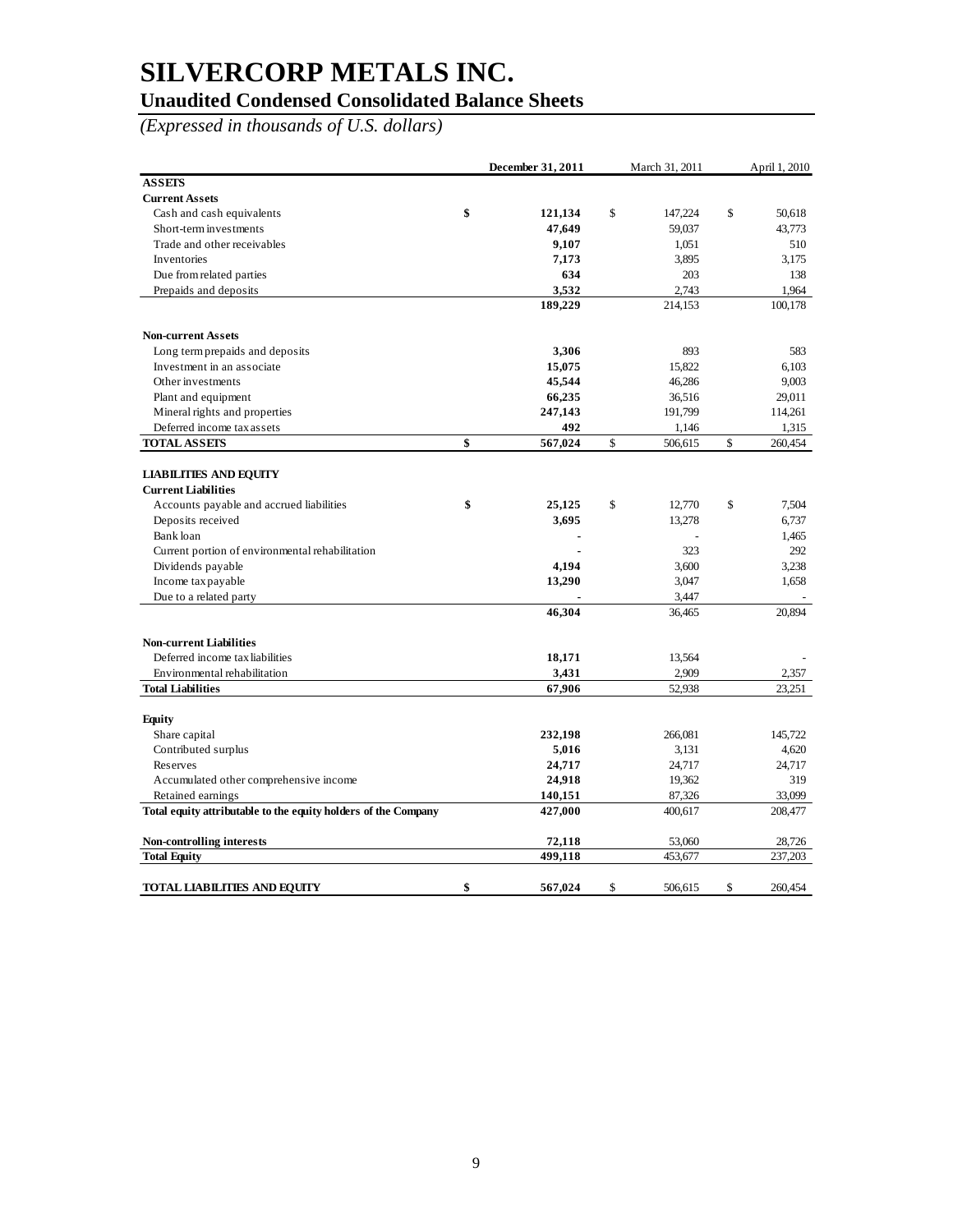# SILVERCORP METALS INC.

## Unaudited Condensed Consolidated Balance Sheets

*(Expressed in thousands of U.S. dollars)*

| | **December 31, 2011** | March 31, 2011 | April 1, 2010 |
|---|---|---|---|
| **ASSETS** | | | |
| **Current Assets** | | | |
| Cash and cash equivalents | **$ 121,134** | $ 147,224 | $ 50,618 |
| Short-term investments | **47,649** | 59,037 | 43,773 |
| Trade and other receivables | **9,107** | 1,051 | 510 |
| Inventories | **7,173** | 3,895 | 3,175 |
| Due from related parties | **634** | 203 | 138 |
| Prepaids and deposits | **3,532** | 2,743 | 1,964 |
| | **189,229** | 214,153 | 100,178 |
| **Non-current Assets** | | | |
| Long term prepaids and deposits | **3,306** | 893 | 583 |
| Investment in an associate | **15,075** | 15,822 | 6,103 |
| Other investments | **45,544** | 46,286 | 9,003 |
| Plant and equipment | **66,235** | 36,516 | 29,011 |
| Mineral rights and properties | **247,143** | 191,799 | 114,261 |
| Deferred income tax assets | **492** | 1,146 | 1,315 |
| **TOTAL ASSETS** | **$ 567,024** | $ 506,615 | $ 260,454 |
| **LIABILITIES AND EQUITY** | | | |
| **Current Liabilities** | | | |
| Accounts payable and accrued liabilities | **$ 25,125** | $ 12,770 | $ 7,504 |
| Deposits received | **3,695** | 13,278 | 6,737 |
| Bank loan | **-** | - | 1,465 |
| Current portion of environmental rehabilitation | **-** | 323 | 292 |
| Dividends payable | **4,194** | 3,600 | 3,238 |
| Income tax payable | **13,290** | 3,047 | 1,658 |
| Due to a related party | **-** | 3,447 | - |
| | **46,304** | 36,465 | 20,894 |
| **Non-current Liabilities** | | | |
| Deferred income tax liabilities | **18,171** | 13,564 | - |
| Environmental rehabilitation | **3,431** | 2,909 | 2,357 |
| **Total Liabilities** | **67,906** | 52,938 | 23,251 |
| **Equity** | | | |
| Share capital | **232,198** | 266,081 | 145,722 |
| Contributed surplus | **5,016** | 3,131 | 4,620 |
| Reserves | **24,717** | 24,717 | 24,717 |
| Accumulated other comprehensive income | **24,918** | 19,362 | 319 |
| Retained earnings | **140,151** | 87,326 | 33,099 |
| **Total equity attributable to the equity holders of the Company** | **427,000** | 400,617 | 208,477 |
| **Non-controlling interests** | **72,118** | 53,060 | 28,726 |
| **Total Equity** | **499,118** | 453,677 | 237,203 |
| **TOTAL LIABILITIES AND EQUITY** | **$ 567,024** | $ 506,615 | $ 260,454 |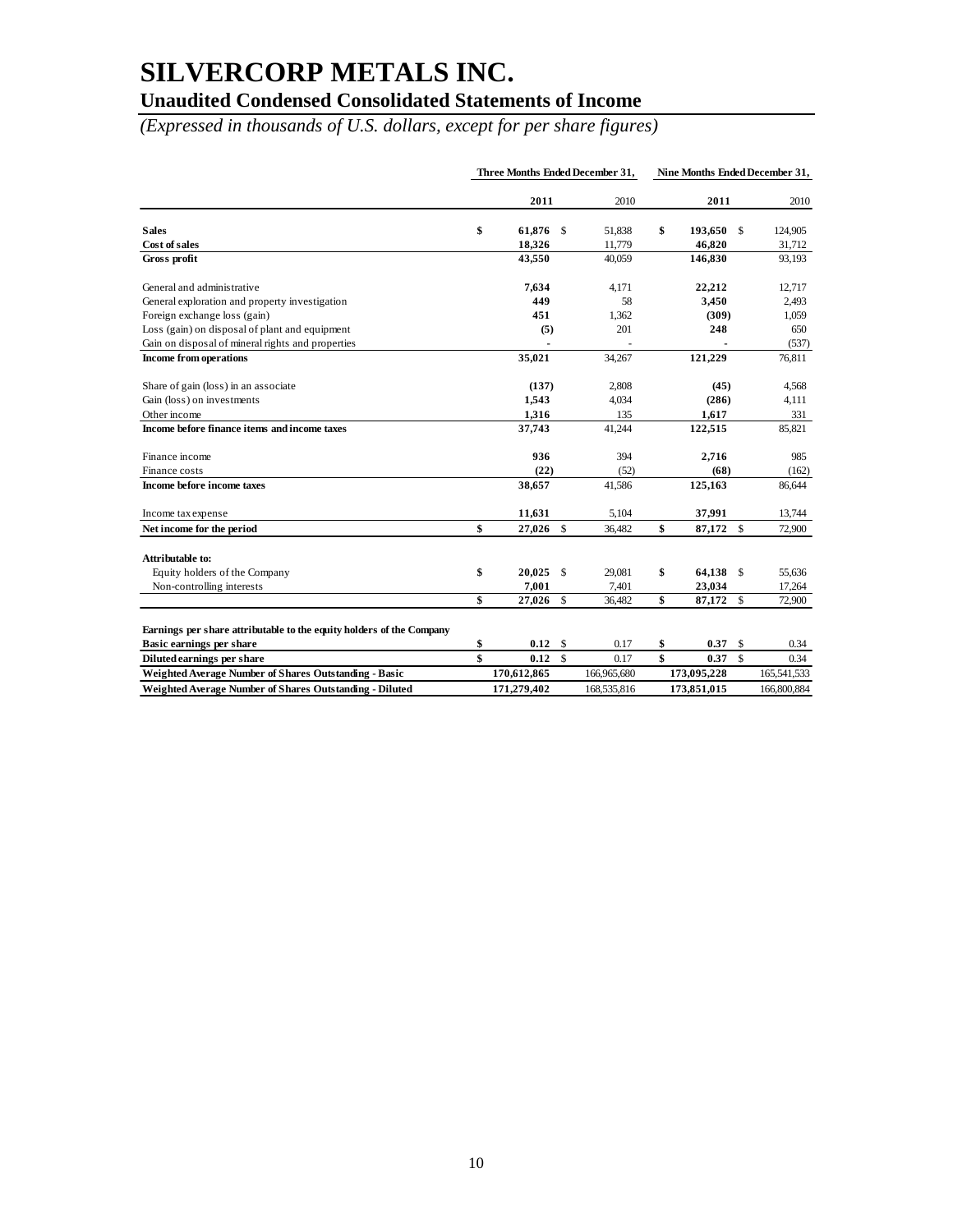# SILVERCORP METALS INC.

## Unaudited Condensed Consolidated Statements of Income

*(Expressed in thousands of U.S. dollars, except for per share figures)*

| | Three Months Ended December 31, | | Nine Months Ended December 31, | |
|---|---|---|---|---|
| | **2011** | 2010 | **2011** | 2010 |
| **Sales** | **$ 61,876** | $ 51,838 | **$ 193,650** | $ 124,905 |
| **Cost of sales** | **18,326** | 11,779 | **46,820** | 31,712 |
| **Gross profit** | **43,550** | 40,059 | **146,830** | 93,193 |
| General and administrative | **7,634** | 4,171 | **22,212** | 12,717 |
| General exploration and property investigation | **449** | 58 | **3,450** | 2,493 |
| Foreign exchange loss (gain) | **451** | 1,362 | **(309)** | 1,059 |
| Loss (gain) on disposal of plant and equipment | **(5)** | 201 | **248** | 650 |
| Gain on disposal of mineral rights and properties | **-** | - | **-** | (537) |
| **Income from operations** | **35,021** | 34,267 | **121,229** | 76,811 |
| Share of gain (loss) in an associate | **(137)** | 2,808 | **(45)** | 4,568 |
| Gain (loss) on investments | **1,543** | 4,034 | **(286)** | 4,111 |
| Other income | **1,316** | 135 | **1,617** | 331 |
| **Income before finance items and income taxes** | **37,743** | 41,244 | **122,515** | 85,821 |
| Finance income | **936** | 394 | **2,716** | 985 |
| Finance costs | **(22)** | (52) | **(68)** | (162) |
| **Income before income taxes** | **38,657** | 41,586 | **125,163** | 86,644 |
| Income tax expense | **11,631** | 5,104 | **37,991** | 13,744 |
| **Net income for the period** | **$ 27,026** | $ 36,482 | **$ 87,172** | $ 72,900 |
| **Attributable to:** | | | | |
| Equity holders of the Company | **$ 20,025** | $ 29,081 | **$ 64,138** | $ 55,636 |
| Non-controlling interests | **7,001** | 7,401 | **23,034** | 17,264 |
| | **$ 27,026** | $ 36,482 | **$ 87,172** | $ 72,900 |
| **Earnings per share attributable to the equity holders of the Company** | | | | |
| **Basic earnings per share** | **$ 0.12** | $ 0.17 | **$ 0.37** | $ 0.34 |
| **Diluted earnings per share** | **$ 0.12** | $ 0.17 | **$ 0.37** | $ 0.34 |
| **Weighted Average Number of Shares Outstanding - Basic** | **170,612,865** | 166,965,680 | **173,095,228** | 165,541,533 |
| **Weighted Average Number of Shares Outstanding - Diluted** | **171,279,402** | 168,535,816 | **173,851,015** | 166,800,884 |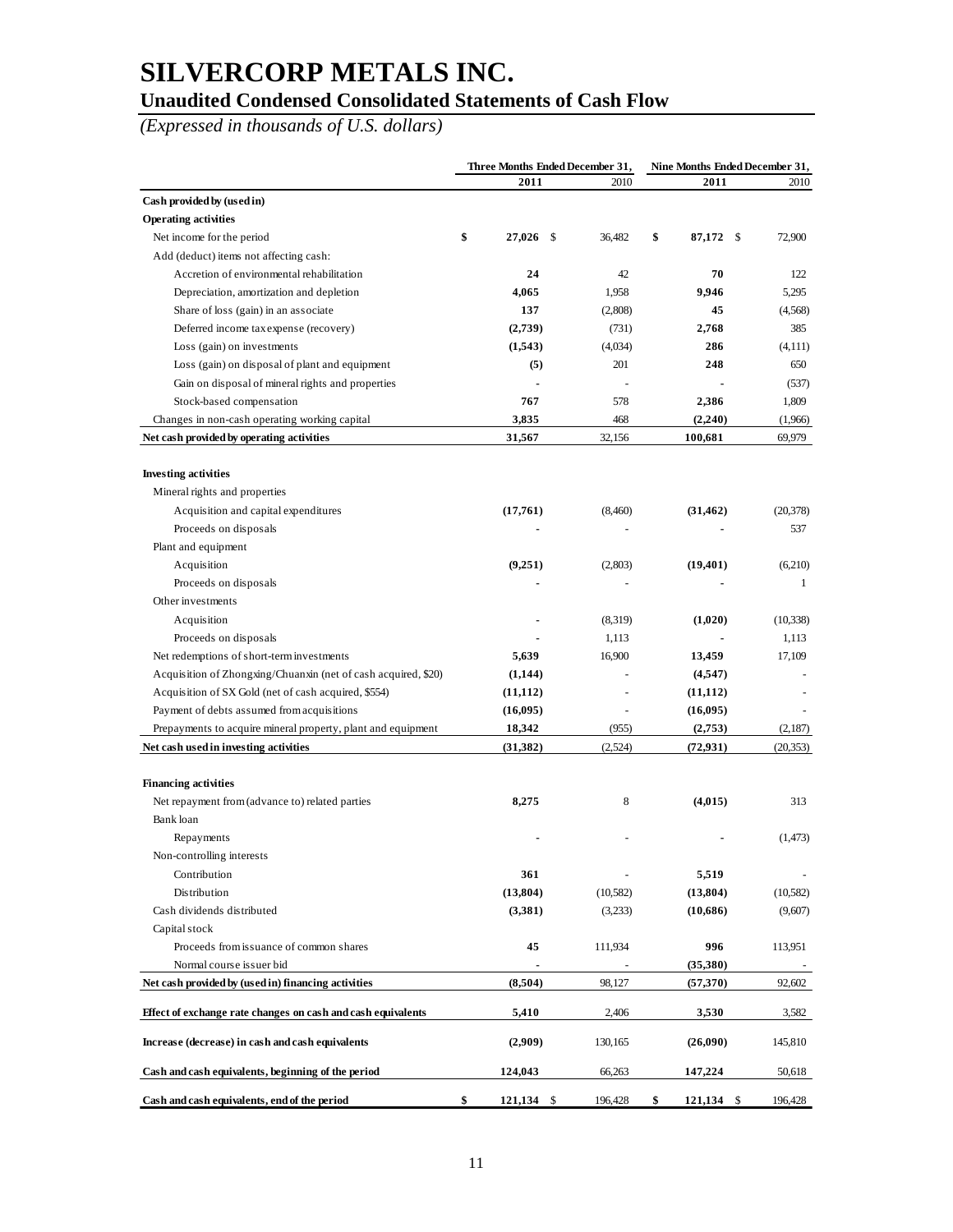# SILVERCORP METALS INC.

## Unaudited Condensed Consolidated Statements of Cash Flow

*(Expressed in thousands of U.S. dollars)*

| | Three Months Ended December 31, | | Nine Months Ended December 31, | |
|---|---|---|---|---|
| | **2011** | 2010 | **2011** | 2010 |
| **Cash provided by (used in)** | | | | |
| **Operating activities** | | | | |
| Net income for the period | **$ 27,026** | $ 36,482 | **$ 87,172** | $ 72,900 |
| Add (deduct) items not affecting cash: | | | | |
| Accretion of environmental rehabilitation | **24** | 42 | **70** | 122 |
| Depreciation, amortization and depletion | **4,065** | 1,958 | **9,946** | 5,295 |
| Share of loss (gain) in an associate | **137** | (2,808) | **45** | (4,568) |
| Deferred income tax expense (recovery) | **(2,739)** | (731) | **2,768** | 385 |
| Loss (gain) on investments | **(1,543)** | (4,034) | **286** | (4,111) |
| Loss (gain) on disposal of plant and equipment | **(5)** | 201 | **248** | 650 |
| Gain on disposal of mineral rights and properties | **-** | - | **-** | (537) |
| Stock-based compensation | **767** | 578 | **2,386** | 1,809 |
| Changes in non-cash operating working capital | **3,835** | 468 | **(2,240)** | (1,966) |
| **Net cash provided by operating activities** | **31,567** | 32,156 | **100,681** | 69,979 |
| | | | | |
| **Investing activities** | | | | |
| Mineral rights and properties | | | | |
| Acquisition and capital expenditures | **(17,761)** | (8,460) | **(31,462)** | (20,378) |
| Proceeds on disposals | **-** | - | **-** | 537 |
| Plant and equipment | | | | |
| Acquisition | **(9,251)** | (2,803) | **(19,401)** | (6,210) |
| Proceeds on disposals | **-** | - | **-** | 1 |
| Other investments | | | | |
| Acquisition | **-** | (8,319) | **(1,020)** | (10,338) |
| Proceeds on disposals | **-** | 1,113 | **-** | 1,113 |
| Net redemptions of short-term investments | **5,639** | 16,900 | **13,459** | 17,109 |
| Acquisition of Zhongxing/Chuanxin (net of cash acquired, $20) | **(1,144)** | - | **(4,547)** | - |
| Acquisition of SX Gold (net of cash acquired, $554) | **(11,112)** | - | **(11,112)** | - |
| Payment of debts assumed from acquisitions | **(16,095)** | - | **(16,095)** | - |
| Prepayments to acquire mineral property, plant and equipment | **18,342** | (955) | **(2,753)** | (2,187) |
| **Net cash used in investing activities** | **(31,382)** | (2,524) | **(72,931)** | (20,353) |
| | | | | |
| **Financing activities** | | | | |
| Net repayment from (advance to) related parties | **8,275** | 8 | **(4,015)** | 313 |
| Bank loan | | | | |
| Repayments | **-** | - | **-** | (1,473) |
| Non-controlling interests | | | | |
| Contribution | **361** | - | **5,519** | - |
| Distribution | **(13,804)** | (10,582) | **(13,804)** | (10,582) |
| Cash dividends distributed | **(3,381)** | (3,233) | **(10,686)** | (9,607) |
| Capital stock | | | | |
| Proceeds from issuance of common shares | **45** | 111,934 | **996** | 113,951 |
| Normal course issuer bid | **-** | - | **(35,380)** | - |
| **Net cash provided by (used in) financing activities** | **(8,504)** | 98,127 | **(57,370)** | 92,602 |
| | | | | |
| **Effect of exchange rate changes on cash and cash equivalents** | **5,410** | 2,406 | **3,530** | 3,582 |
| | | | | |
| **Increase (decrease) in cash and cash equivalents** | **(2,909)** | 130,165 | **(26,090)** | 145,810 |
| | | | | |
| **Cash and cash equivalents, beginning of the period** | **124,043** | 66,263 | **147,224** | 50,618 |
| | | | | |
| **Cash and cash equivalents, end of the period** | **$ 121,134** | $ 196,428 | **$ 121,134** | $ 196,428 |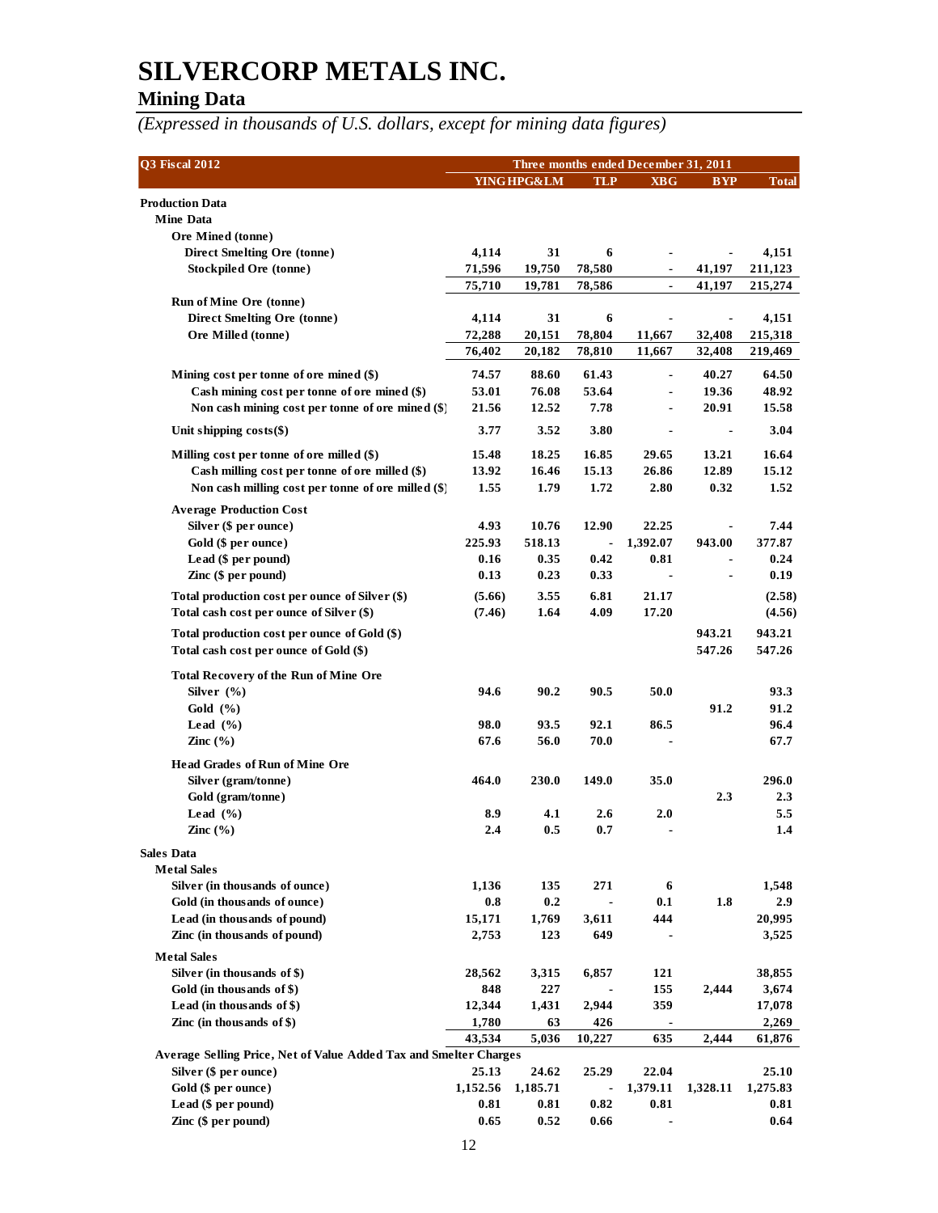# SILVERCORP METALS INC.

## Mining Data

*(Expressed in thousands of U.S. dollars, except for mining data figures)*

| Q3 Fiscal 2012 | Three months ended December 31, 2011 | | | | |
|---|---|---|---|---|---|
| | YING | HPG&LM | TLP | XBG | BYP | Total |
| **Production Data** | | | | | | |
| **Mine Data** | | | | | | |
| Ore Mined (tonne) | | | | | | |
| Direct Smelting Ore (tonne) | 4,114 | 31 | 6 | - | - | 4,151 |
| Stockpiled Ore (tonne) | 71,596 | 19,750 | 78,580 | - | 41,197 | 211,123 |
| | 75,710 | 19,781 | 78,586 | - | 41,197 | 215,274 |
| Run of Mine Ore (tonne) | | | | | | |
| Direct Smelting Ore (tonne) | 4,114 | 31 | 6 | - | - | 4,151 |
| Ore Milled (tonne) | 72,288 | 20,151 | 78,804 | 11,667 | 32,408 | 215,318 |
| | 76,402 | 20,182 | 78,810 | 11,667 | 32,408 | 219,469 |
| Mining cost per tonne of ore mined ($) | 74.57 | 88.60 | 61.43 | - | 40.27 | 64.50 |
| Cash mining cost per tonne of ore mined ($) | 53.01 | 76.08 | 53.64 | - | 19.36 | 48.92 |
| Non cash mining cost per tonne of ore mined ($) | 21.56 | 12.52 | 7.78 | - | 20.91 | 15.58 |
| Unit shipping costs($) | 3.77 | 3.52 | 3.80 | - | - | 3.04 |
| Milling cost per tonne of ore milled ($) | 15.48 | 18.25 | 16.85 | 29.65 | 13.21 | 16.64 |
| Cash milling cost per tonne of ore milled ($) | 13.92 | 16.46 | 15.13 | 26.86 | 12.89 | 15.12 |
| Non cash milling cost per tonne of ore milled ($) | 1.55 | 1.79 | 1.72 | 2.80 | 0.32 | 1.52 |
| Average Production Cost | | | | | | |
| Silver ($ per ounce) | 4.93 | 10.76 | 12.90 | 22.25 | - | 7.44 |
| Gold ($ per ounce) | 225.93 | 518.13 | - | 1,392.07 | 943.00 | 377.87 |
| Lead ($ per pound) | 0.16 | 0.35 | 0.42 | 0.81 | - | 0.24 |
| Zinc ($ per pound) | 0.13 | 0.23 | 0.33 | - | - | 0.19 |
| Total production cost per ounce of Silver ($) | (5.66) | 3.55 | 6.81 | 21.17 | | (2.58) |
| Total cash cost per ounce of Silver ($) | (7.46) | 1.64 | 4.09 | 17.20 | | (4.56) |
| Total production cost per ounce of Gold ($) | | | | | 943.21 | 943.21 |
| Total cash cost per ounce of Gold ($) | | | | | 547.26 | 547.26 |
| Total Recovery of the Run of Mine Ore | | | | | | |
| Silver (%) | 94.6 | 90.2 | 90.5 | 50.0 | | 93.3 |
| Gold (%) | | | | | 91.2 | 91.2 |
| Lead (%) | 98.0 | 93.5 | 92.1 | 86.5 | | 96.4 |
| Zinc (%) | 67.6 | 56.0 | 70.0 | - | | 67.7 |
| Head Grades of Run of Mine Ore | | | | | | |
| Silver (gram/tonne) | 464.0 | 230.0 | 149.0 | 35.0 | | 296.0 |
| Gold (gram/tonne) | | | | | 2.3 | 2.3 |
| Lead (%) | 8.9 | 4.1 | 2.6 | 2.0 | | 5.5 |
| Zinc (%) | 2.4 | 0.5 | 0.7 | - | | 1.4 |
| **Sales Data** | | | | | | |
| **Metal Sales** | | | | | | |
| Silver (in thousands of ounce) | 1,136 | 135 | 271 | 6 | | 1,548 |
| Gold (in thousands of ounce) | 0.8 | 0.2 | - | 0.1 | 1.8 | 2.9 |
| Lead (in thousands of pound) | 15,171 | 1,769 | 3,611 | 444 | | 20,995 |
| Zinc (in thousands of pound) | 2,753 | 123 | 649 | - | | 3,525 |
| **Metal Sales** | | | | | | |
| Silver (in thousands of $) | 28,562 | 3,315 | 6,857 | 121 | | 38,855 |
| Gold (in thousands of $) | 848 | 227 | - | 155 | 2,444 | 3,674 |
| Lead (in thousands of $) | 12,344 | 1,431 | 2,944 | 359 | | 17,078 |
| Zinc (in thousands of $) | 1,780 | 63 | 426 | - | | 2,269 |
| | 43,534 | 5,036 | 10,227 | 635 | 2,444 | 61,876 |
| **Average Selling Price, Net of Value Added Tax and Smelter Charges** | | | | | | |
| Silver ($ per ounce) | 25.13 | 24.62 | 25.29 | 22.04 | | 25.10 |
| Gold ($ per ounce) | 1,152.56 | 1,185.71 | - | 1,379.11 | 1,328.11 | 1,275.83 |
| Lead ($ per pound) | 0.81 | 0.81 | 0.82 | 0.81 | | 0.81 |
| Zinc ($ per pound) | 0.65 | 0.52 | 0.66 | - | | 0.64 |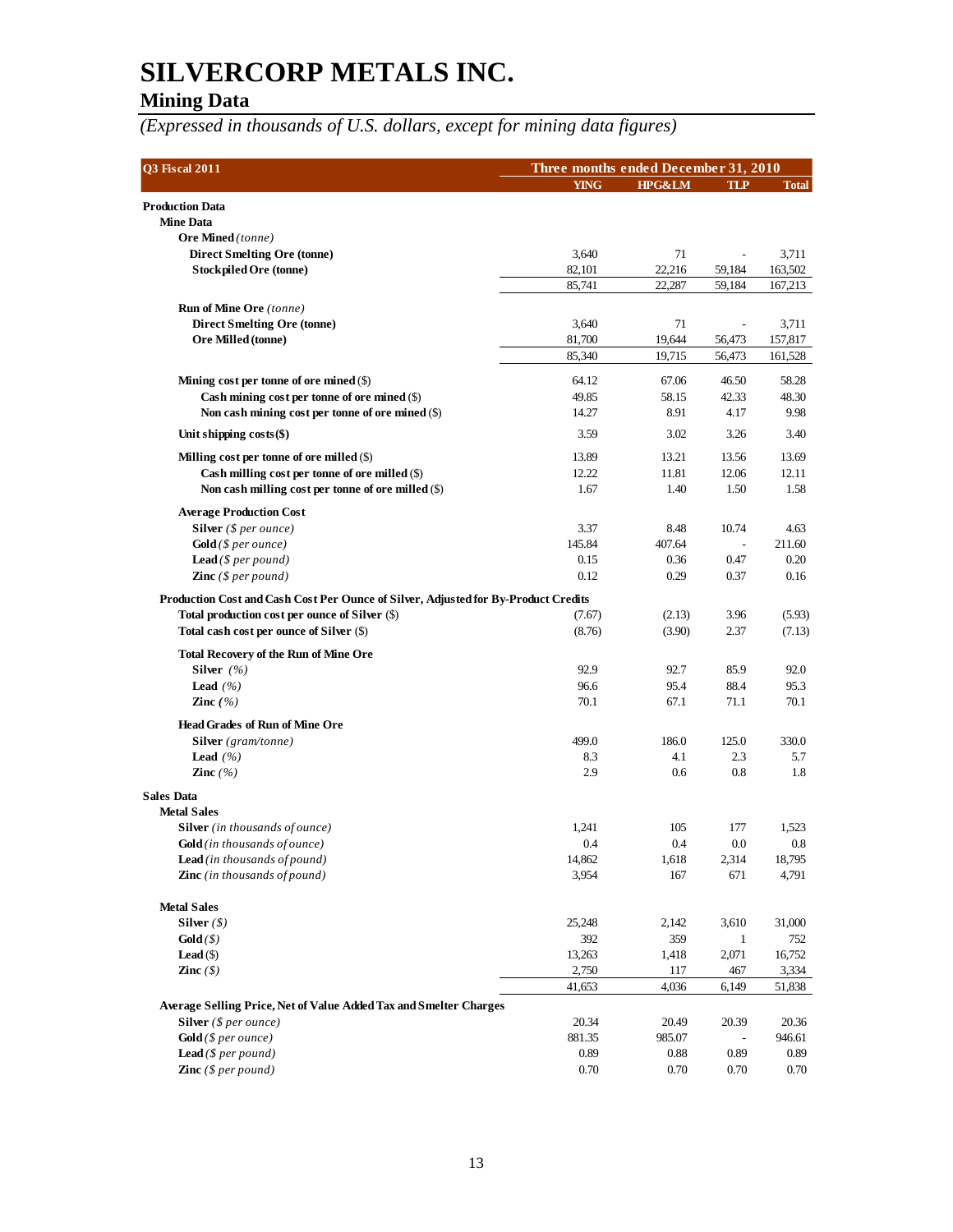# SILVERCORP METALS INC.

## Mining Data

*(Expressed in thousands of U.S. dollars, except for mining data figures)*

| Q3 Fiscal 2011 | Three months ended December 31, 2010 | | | |
|---|---|---|---|---|
| | YING | HPG&LM | TLP | Total |
| **Production Data** | | | | |
| **Mine Data** | | | | |
| **Ore Mined** *(tonne)* | | | | |
| **Direct Smelting Ore (tonne)** | 3,640 | 71 | - | 3,711 |
| **Stockpiled Ore (tonne)** | 82,101 | 22,216 | 59,184 | 163,502 |
| | 85,741 | 22,287 | 59,184 | 167,213 |
| **Run of Mine Ore** *(tonne)* | | | | |
| **Direct Smelting Ore (tonne)** | 3,640 | 71 | - | 3,711 |
| **Ore Milled (tonne)** | 81,700 | 19,644 | 56,473 | 157,817 |
| | 85,340 | 19,715 | 56,473 | 161,528 |
| **Mining cost per tonne of ore mined** ($) | 64.12 | 67.06 | 46.50 | 58.28 |
| **Cash mining cost per tonne of ore mined** ($) | 49.85 | 58.15 | 42.33 | 48.30 |
| **Non cash mining cost per tonne of ore mined** ($) | 14.27 | 8.91 | 4.17 | 9.98 |
| **Unit shipping costs($)** | 3.59 | 3.02 | 3.26 | 3.40 |
| **Milling cost per tonne of ore milled** ($) | 13.89 | 13.21 | 13.56 | 13.69 |
| **Cash milling cost per tonne of ore milled** ($) | 12.22 | 11.81 | 12.06 | 12.11 |
| **Non cash milling cost per tonne of ore milled** ($) | 1.67 | 1.40 | 1.50 | 1.58 |
| **Average Production Cost** | | | | |
| **Silver** *($ per ounce)* | 3.37 | 8.48 | 10.74 | 4.63 |
| **Gold** *($ per ounce)* | 145.84 | 407.64 | - | 211.60 |
| **Lead** *($ per pound)* | 0.15 | 0.36 | 0.47 | 0.20 |
| **Zinc** *($ per pound)* | 0.12 | 0.29 | 0.37 | 0.16 |
| **Production Cost and Cash Cost Per Ounce of Silver, Adjusted for By-Product Credits** | | | | |
| **Total production cost per ounce of Silver** ($) | (7.67) | (2.13) | 3.96 | (5.93) |
| **Total cash cost per ounce of Silver** ($) | (8.76) | (3.90) | 2.37 | (7.13) |
| **Total Recovery of the Run of Mine Ore** | | | | |
| **Silver** *(%)* | 92.9 | 92.7 | 85.9 | 92.0 |
| **Lead** *(%)* | 96.6 | 95.4 | 88.4 | 95.3 |
| **Zinc** *(%)* | 70.1 | 67.1 | 71.1 | 70.1 |
| **Head Grades of Run of Mine Ore** | | | | |
| **Silver** *(gram/tonne)* | 499.0 | 186.0 | 125.0 | 330.0 |
| **Lead** *(%)* | 8.3 | 4.1 | 2.3 | 5.7 |
| **Zinc** *(%)* | 2.9 | 0.6 | 0.8 | 1.8 |
| **Sales Data** | | | | |
| **Metal Sales** | | | | |
| **Silver** *(in thousands of ounce)* | 1,241 | 105 | 177 | 1,523 |
| **Gold** *(in thousands of ounce)* | 0.4 | 0.4 | 0.0 | 0.8 |
| **Lead** *(in thousands of pound)* | 14,862 | 1,618 | 2,314 | 18,795 |
| **Zinc** *(in thousands of pound)* | 3,954 | 167 | 671 | 4,791 |
| **Metal Sales** | | | | |
| **Silver** *($)* | 25,248 | 2,142 | 3,610 | 31,000 |
| **Gold** *($)* | 392 | 359 | 1 | 752 |
| **Lead** ($) | 13,263 | 1,418 | 2,071 | 16,752 |
| **Zinc** *($)* | 2,750 | 117 | 467 | 3,334 |
| | 41,653 | 4,036 | 6,149 | 51,838 |
| **Average Selling Price, Net of Value Added Tax and Smelter Charges** | | | | |
| **Silver** *($ per ounce)* | 20.34 | 20.49 | 20.39 | 20.36 |
| **Gold** *($ per ounce)* | 881.35 | 985.07 | - | 946.61 |
| **Lead** *($ per pound)* | 0.89 | 0.88 | 0.89 | 0.89 |
| **Zinc** *($ per pound)* | 0.70 | 0.70 | 0.70 | 0.70 |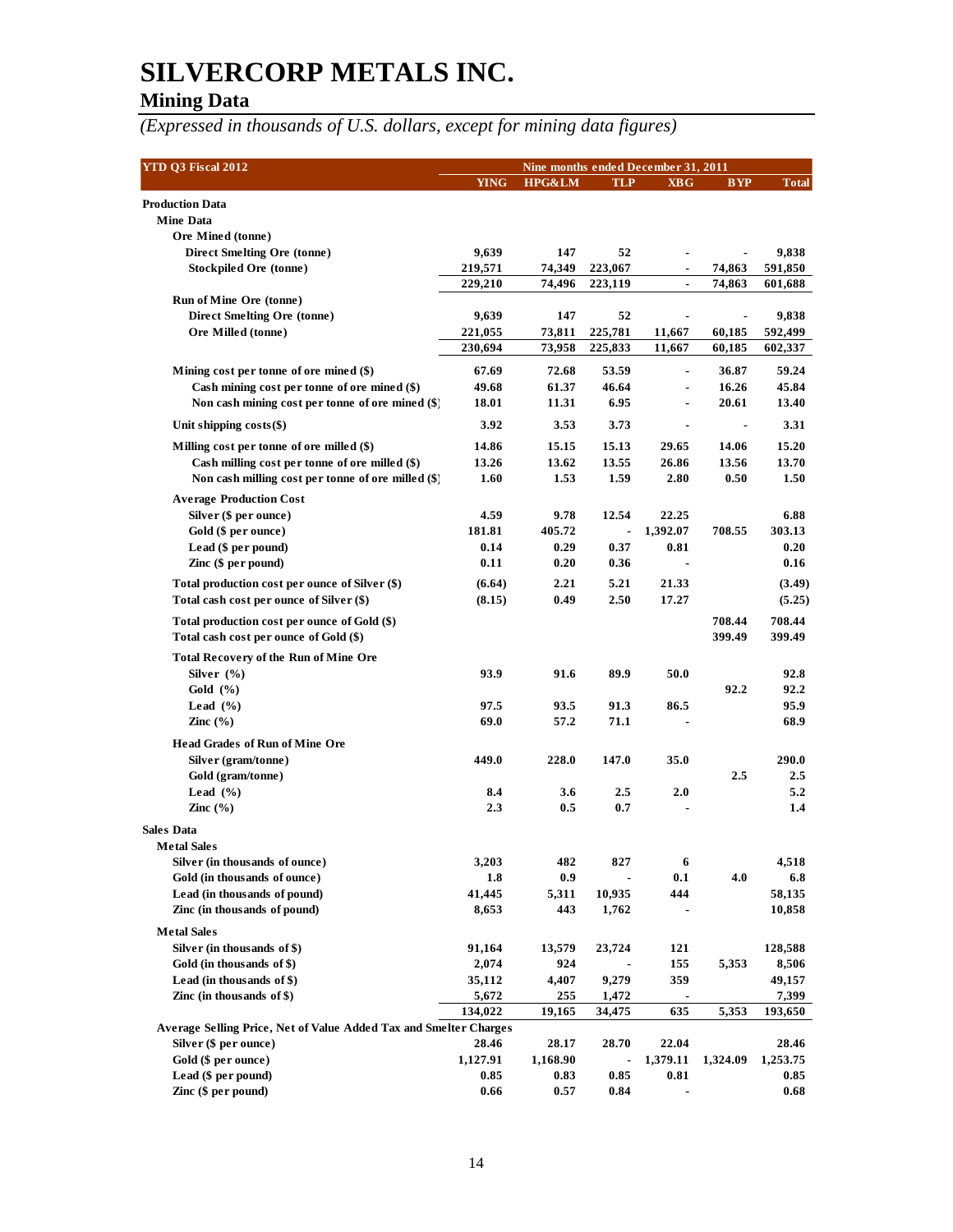# SILVERCORP METALS INC.

## Mining Data

*(Expressed in thousands of U.S. dollars, except for mining data figures)*

| YTD Q3 Fiscal 2012 | Nine months ended December 31, 2011 | | | | | |
|---|---|---|---|---|---|---|
| | YING | HPG&LM | TLP | XBG | BYP | Total |
| **Production Data** | | | | | | |
| **Mine Data** | | | | | | |
| Ore Mined (tonne) | | | | | | |
| Direct Smelting Ore (tonne) | 9,639 | 147 | 52 | - | - | 9,838 |
| Stockpiled Ore (tonne) | 219,571 | 74,349 | 223,067 | - | 74,863 | 591,850 |
| | 229,210 | 74,496 | 223,119 | - | 74,863 | 601,688 |
| Run of Mine Ore (tonne) | | | | | | |
| Direct Smelting Ore (tonne) | 9,639 | 147 | 52 | - | - | 9,838 |
| Ore Milled (tonne) | 221,055 | 73,811 | 225,781 | 11,667 | 60,185 | 592,499 |
| | 230,694 | 73,958 | 225,833 | 11,667 | 60,185 | 602,337 |
| Mining cost per tonne of ore mined ($) | 67.69 | 72.68 | 53.59 | - | 36.87 | 59.24 |
| Cash mining cost per tonne of ore mined ($) | 49.68 | 61.37 | 46.64 | - | 16.26 | 45.84 |
| Non cash mining cost per tonne of ore mined ($) | 18.01 | 11.31 | 6.95 | - | 20.61 | 13.40 |
| Unit shipping costs($) | 3.92 | 3.53 | 3.73 | - | - | 3.31 |
| Milling cost per tonne of ore milled ($) | 14.86 | 15.15 | 15.13 | 29.65 | 14.06 | 15.20 |
| Cash milling cost per tonne of ore milled ($) | 13.26 | 13.62 | 13.55 | 26.86 | 13.56 | 13.70 |
| Non cash milling cost per tonne of ore milled ($) | 1.60 | 1.53 | 1.59 | 2.80 | 0.50 | 1.50 |
| Average Production Cost | | | | | | |
| Silver ($ per ounce) | 4.59 | 9.78 | 12.54 | 22.25 | | 6.88 |
| Gold ($ per ounce) | 181.81 | 405.72 | - | 1,392.07 | 708.55 | 303.13 |
| Lead ($ per pound) | 0.14 | 0.29 | 0.37 | 0.81 | | 0.20 |
| Zinc ($ per pound) | 0.11 | 0.20 | 0.36 | - | | 0.16 |
| Total production cost per ounce of Silver ($) | (6.64) | 2.21 | 5.21 | 21.33 | | (3.49) |
| Total cash cost per ounce of Silver ($) | (8.15) | 0.49 | 2.50 | 17.27 | | (5.25) |
| Total production cost per ounce of Gold ($) | | | | | 708.44 | 708.44 |
| Total cash cost per ounce of Gold ($) | | | | | 399.49 | 399.49 |
| Total Recovery of the Run of Mine Ore | | | | | | |
| Silver (%) | 93.9 | 91.6 | 89.9 | 50.0 | | 92.8 |
| Gold (%) | | | | | 92.2 | 92.2 |
| Lead (%) | 97.5 | 93.5 | 91.3 | 86.5 | | 95.9 |
| Zinc (%) | 69.0 | 57.2 | 71.1 | - | | 68.9 |
| Head Grades of Run of Mine Ore | | | | | | |
| Silver (gram/tonne) | 449.0 | 228.0 | 147.0 | 35.0 | | 290.0 |
| Gold (gram/tonne) | | | | | 2.5 | 2.5 |
| Lead (%) | 8.4 | 3.6 | 2.5 | 2.0 | | 5.2 |
| Zinc (%) | 2.3 | 0.5 | 0.7 | - | | 1.4 |
| **Sales Data** | | | | | | |
| **Metal Sales** | | | | | | |
| Silver (in thousands of ounce) | 3,203 | 482 | 827 | 6 | | 4,518 |
| Gold (in thousands of ounce) | 1.8 | 0.9 | - | 0.1 | 4.0 | 6.8 |
| Lead (in thousands of pound) | 41,445 | 5,311 | 10,935 | 444 | | 58,135 |
| Zinc (in thousands of pound) | 8,653 | 443 | 1,762 | - | | 10,858 |
| **Metal Sales** | | | | | | |
| Silver (in thousands of $) | 91,164 | 13,579 | 23,724 | 121 | | 128,588 |
| Gold (in thousands of $) | 2,074 | 924 | - | 155 | 5,353 | 8,506 |
| Lead (in thousands of $) | 35,112 | 4,407 | 9,279 | 359 | | 49,157 |
| Zinc (in thousands of $) | 5,672 | 255 | 1,472 | - | | 7,399 |
| | 134,022 | 19,165 | 34,475 | 635 | 5,353 | 193,650 |
| **Average Selling Price, Net of Value Added Tax and Smelter Charges** | | | | | | |
| Silver ($ per ounce) | 28.46 | 28.17 | 28.70 | 22.04 | | 28.46 |
| Gold ($ per ounce) | 1,127.91 | 1,168.90 | - | 1,379.11 | 1,324.09 | 1,253.75 |
| Lead ($ per pound) | 0.85 | 0.83 | 0.85 | 0.81 | | 0.85 |
| Zinc ($ per pound) | 0.66 | 0.57 | 0.84 | - | | 0.68 |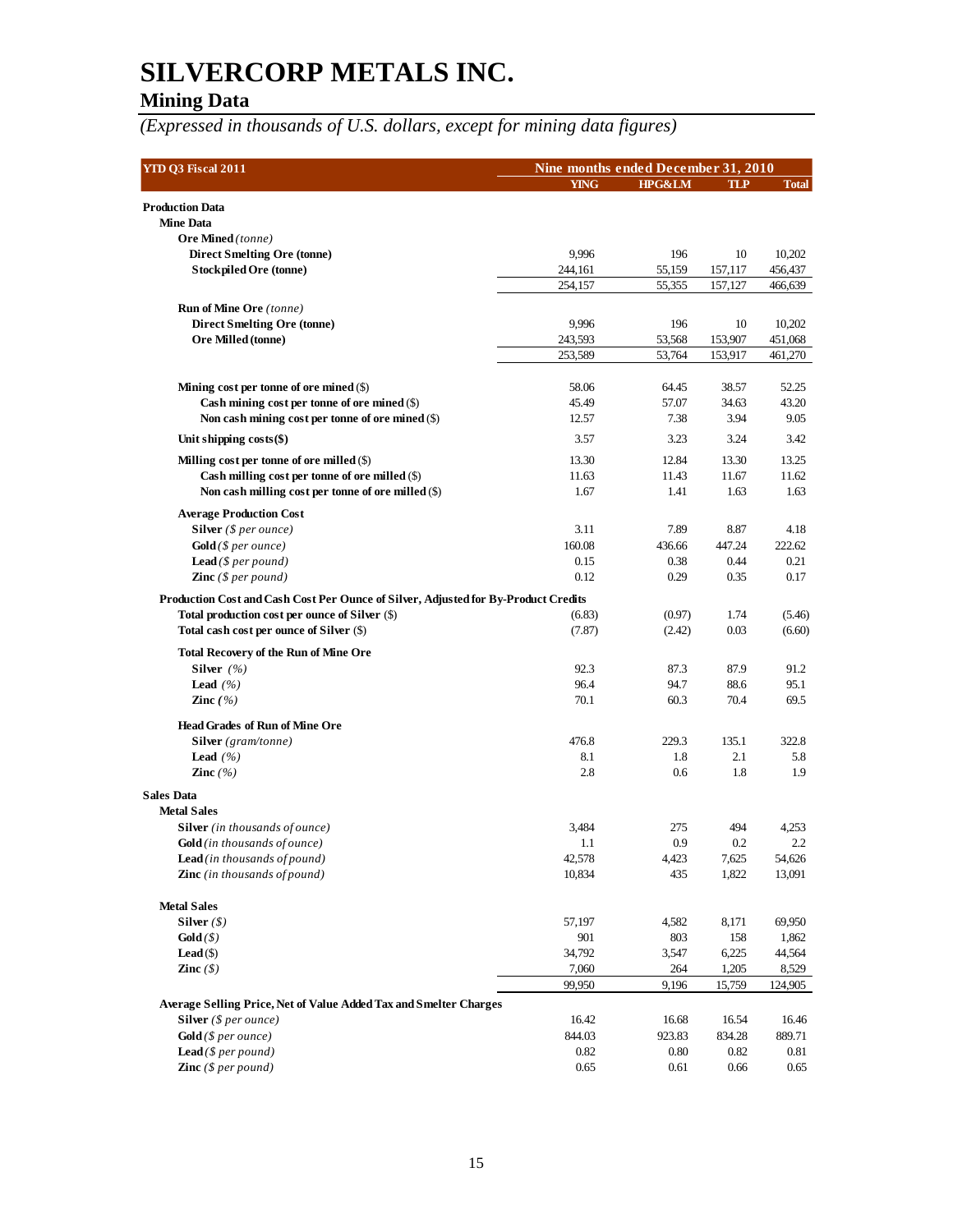# SILVERCORP METALS INC.

## Mining Data

*(Expressed in thousands of U.S. dollars, except for mining data figures)*

| YTD Q3 Fiscal 2011 | Nine months ended December 31, 2010 | | | |
|---|---|---|---|---|
| | YING | HPG&LM | TLP | Total |
| **Production Data** | | | | |
| **Mine Data** | | | | |
| **Ore Mined** *(tonne)* | | | | |
| **Direct Smelting Ore (tonne)** | 9,996 | 196 | 10 | 10,202 |
| **Stockpiled Ore (tonne)** | 244,161 | 55,159 | 157,117 | 456,437 |
| | 254,157 | 55,355 | 157,127 | 466,639 |
| **Run of Mine Ore** *(tonne)* | | | | |
| **Direct Smelting Ore (tonne)** | 9,996 | 196 | 10 | 10,202 |
| **Ore Milled (tonne)** | 243,593 | 53,568 | 153,907 | 451,068 |
| | 253,589 | 53,764 | 153,917 | 461,270 |
| **Mining cost per tonne of ore mined** ($) | 58.06 | 64.45 | 38.57 | 52.25 |
| **Cash mining cost per tonne of ore mined** ($) | 45.49 | 57.07 | 34.63 | 43.20 |
| **Non cash mining cost per tonne of ore mined** ($) | 12.57 | 7.38 | 3.94 | 9.05 |
| **Unit shipping costs($)** | 3.57 | 3.23 | 3.24 | 3.42 |
| **Milling cost per tonne of ore milled** ($) | 13.30 | 12.84 | 13.30 | 13.25 |
| **Cash milling cost per tonne of ore milled** ($) | 11.63 | 11.43 | 11.67 | 11.62 |
| **Non cash milling cost per tonne of ore milled** ($) | 1.67 | 1.41 | 1.63 | 1.63 |
| **Average Production Cost** | | | | |
| **Silver** *($ per ounce)* | 3.11 | 7.89 | 8.87 | 4.18 |
| **Gold** *($ per ounce)* | 160.08 | 436.66 | 447.24 | 222.62 |
| **Lead** *($ per pound)* | 0.15 | 0.38 | 0.44 | 0.21 |
| **Zinc** *($ per pound)* | 0.12 | 0.29 | 0.35 | 0.17 |
| **Production Cost and Cash Cost Per Ounce of Silver, Adjusted for By-Product Credits** | | | | |
| **Total production cost per ounce of Silver** ($) | (6.83) | (0.97) | 1.74 | (5.46) |
| **Total cash cost per ounce of Silver** ($) | (7.87) | (2.42) | 0.03 | (6.60) |
| **Total Recovery of the Run of Mine Ore** | | | | |
| **Silver** *(%)* | 92.3 | 87.3 | 87.9 | 91.2 |
| **Lead** *(%)* | 96.4 | 94.7 | 88.6 | 95.1 |
| **Zinc** *(%)* | 70.1 | 60.3 | 70.4 | 69.5 |
| **Head Grades of Run of Mine Ore** | | | | |
| **Silver** *(gram/tonne)* | 476.8 | 229.3 | 135.1 | 322.8 |
| **Lead** *(%)* | 8.1 | 1.8 | 2.1 | 5.8 |
| **Zinc** *(%)* | 2.8 | 0.6 | 1.8 | 1.9 |
| **Sales Data** | | | | |
| **Metal Sales** | | | | |
| **Silver** *(in thousands of ounce)* | 3,484 | 275 | 494 | 4,253 |
| **Gold** *(in thousands of ounce)* | 1.1 | 0.9 | 0.2 | 2.2 |
| **Lead** *(in thousands of pound)* | 42,578 | 4,423 | 7,625 | 54,626 |
| **Zinc** *(in thousands of pound)* | 10,834 | 435 | 1,822 | 13,091 |
| **Metal Sales** | | | | |
| **Silver** *($)* | 57,197 | 4,582 | 8,171 | 69,950 |
| **Gold** *($)* | 901 | 803 | 158 | 1,862 |
| **Lead** ($) | 34,792 | 3,547 | 6,225 | 44,564 |
| **Zinc** *($)* | 7,060 | 264 | 1,205 | 8,529 |
| | 99,950 | 9,196 | 15,759 | 124,905 |
| **Average Selling Price, Net of Value Added Tax and Smelter Charges** | | | | |
| **Silver** *($ per ounce)* | 16.42 | 16.68 | 16.54 | 16.46 |
| **Gold** *($ per ounce)* | 844.03 | 923.83 | 834.28 | 889.71 |
| **Lead** *($ per pound)* | 0.82 | 0.80 | 0.82 | 0.81 |
| **Zinc** *($ per pound)* | 0.65 | 0.61 | 0.66 | 0.65 |